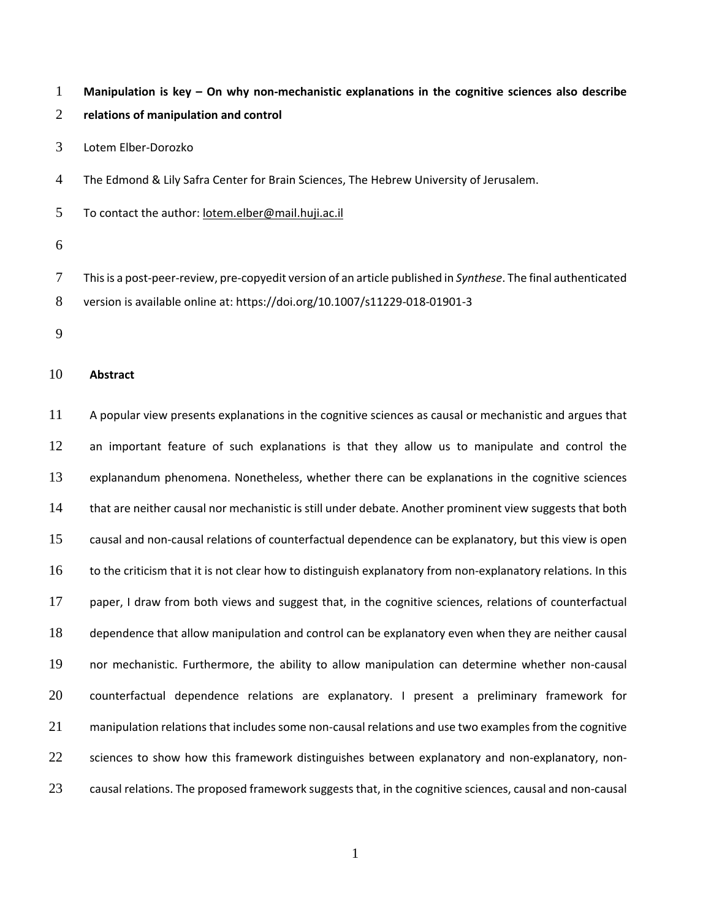**Manipulation is key – On why non-mechanistic explanations in the cognitive sciences also describe relations of manipulation and control**

Lotem Elber-Dorozko

The Edmond & Lily Safra Center for Brain Sciences, The Hebrew University of Jerusalem.

To contact the author: lotem.elber@mail.huji.ac.il

This is a post-peer-review, pre-copyedit version of an article published in *Synthese*. The final authenticated version is available online at: https://doi.org/10.1007/s11229-018-01901-3

**Abstract**

A popular view presents explanations in the cognitive sciences as causal or mechanistic and argues that an important feature of such explanations is that they allow us to manipulate and control the explanandum phenomena. Nonetheless, whether there can be explanations in the cognitive sciences that are neither causal nor mechanistic is still under debate. Another prominent view suggests that both causal and non-causal relations of counterfactual dependence can be explanatory, but this view is open to the criticism that it is not clear how to distinguish explanatory from non-explanatory relations. In this paper, I draw from both views and suggest that, in the cognitive sciences, relations of counterfactual dependence that allow manipulation and control can be explanatory even when they are neither causal nor mechanistic. Furthermore, the ability to allow manipulation can determine whether non-causal counterfactual dependence relations are explanatory. I present a preliminary framework for manipulation relations that includes some non-causal relations and use two examples from the cognitive sciences to show how this framework distinguishes between explanatory and non-explanatory, non-causal relations. The proposed framework suggests that, in the cognitive sciences, causal and non-causal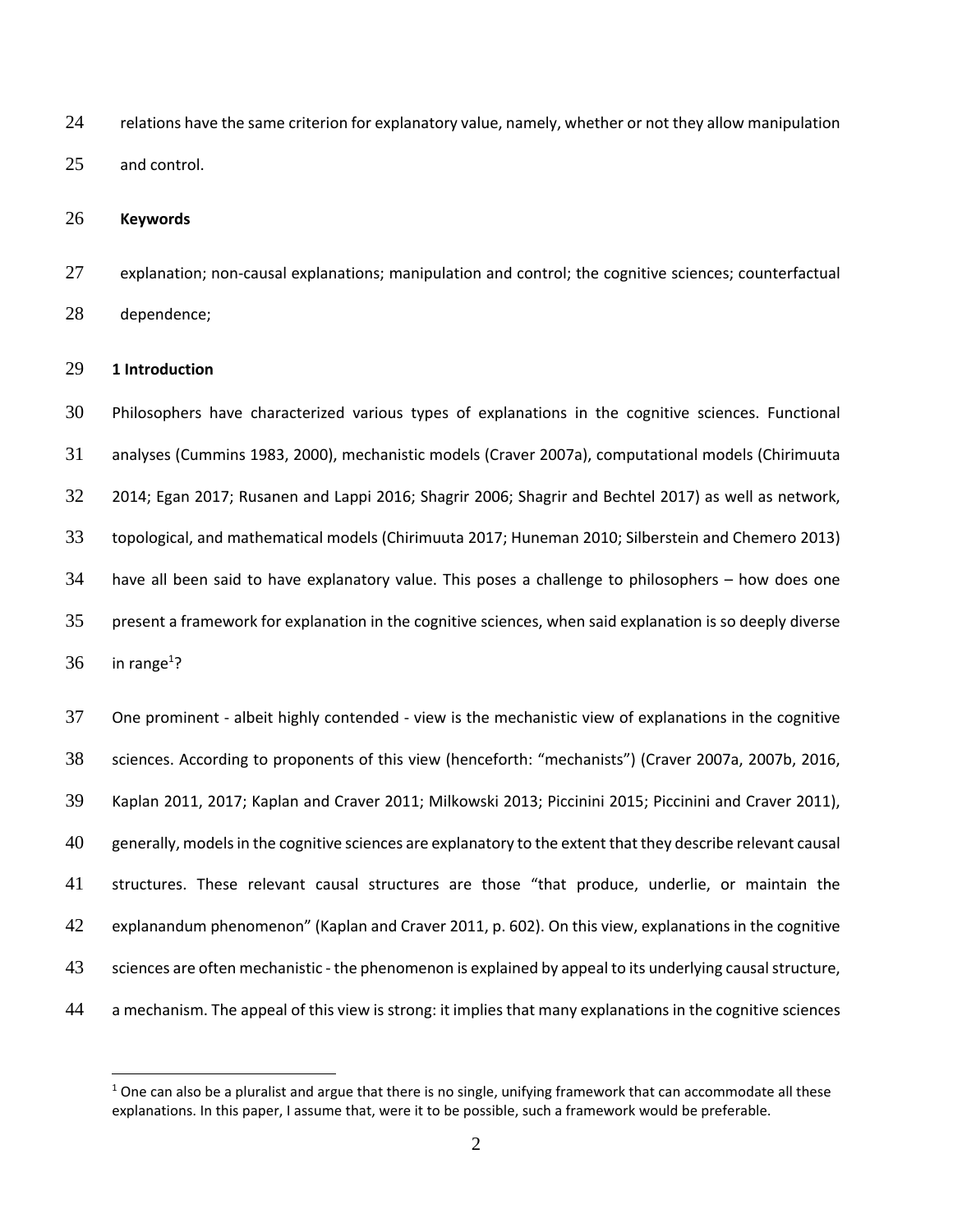relations have the same criterion for explanatory value, namely, whether or not they allow manipulation and control.

**Keywords**

explanation; non-causal explanations; manipulation and control; the cognitive sciences; counterfactual dependence;

## 1 Introduction

Philosophers have characterized various types of explanations in the cognitive sciences. Functional analyses (Cummins 1983, 2000), mechanistic models (Craver 2007a), computational models (Chirimuuta 2014; Egan 2017; Rusanen and Lappi 2016; Shagrir 2006; Shagrir and Bechtel 2017) as well as network, topological, and mathematical models (Chirimuuta 2017; Huneman 2010; Silberstein and Chemero 2013) have all been said to have explanatory value. This poses a challenge to philosophers – how does one present a framework for explanation in the cognitive sciences, when said explanation is so deeply diverse in range[1]?

One prominent - albeit highly contended - view is the mechanistic view of explanations in the cognitive sciences. According to proponents of this view (henceforth: "mechanists") (Craver 2007a, 2007b, 2016, Kaplan 2011, 2017; Kaplan and Craver 2011; Milkowski 2013; Piccinini 2015; Piccinini and Craver 2011), generally, models in the cognitive sciences are explanatory to the extent that they describe relevant causal structures. These relevant causal structures are those "that produce, underlie, or maintain the explanandum phenomenon" (Kaplan and Craver 2011, p. 602). On this view, explanations in the cognitive sciences are often mechanistic - the phenomenon is explained by appeal to its underlying causal structure, a mechanism. The appeal of this view is strong: it implies that many explanations in the cognitive sciences

[1] One can also be a pluralist and argue that there is no single, unifying framework that can accommodate all these explanations. In this paper, I assume that, were it to be possible, such a framework would be preferable.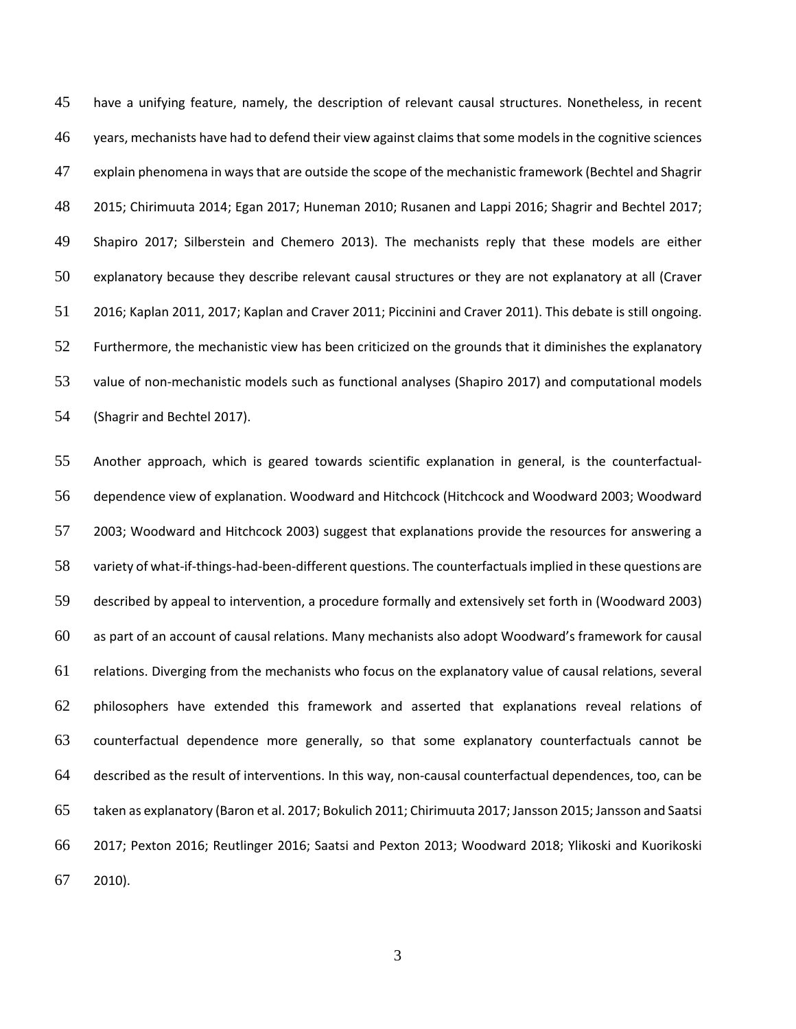have a unifying feature, namely, the description of relevant causal structures. Nonetheless, in recent years, mechanists have had to defend their view against claims that some models in the cognitive sciences explain phenomena in ways that are outside the scope of the mechanistic framework (Bechtel and Shagrir 2015; Chirimuuta 2014; Egan 2017; Huneman 2010; Rusanen and Lappi 2016; Shagrir and Bechtel 2017; Shapiro 2017; Silberstein and Chemero 2013). The mechanists reply that these models are either explanatory because they describe relevant causal structures or they are not explanatory at all (Craver 2016; Kaplan 2011, 2017; Kaplan and Craver 2011; Piccinini and Craver 2011). This debate is still ongoing. Furthermore, the mechanistic view has been criticized on the grounds that it diminishes the explanatory value of non-mechanistic models such as functional analyses (Shapiro 2017) and computational models (Shagrir and Bechtel 2017).

Another approach, which is geared towards scientific explanation in general, is the counterfactual-dependence view of explanation. Woodward and Hitchcock (Hitchcock and Woodward 2003; Woodward 2003; Woodward and Hitchcock 2003) suggest that explanations provide the resources for answering a variety of what-if-things-had-been-different questions. The counterfactuals implied in these questions are described by appeal to intervention, a procedure formally and extensively set forth in (Woodward 2003) as part of an account of causal relations. Many mechanists also adopt Woodward's framework for causal relations. Diverging from the mechanists who focus on the explanatory value of causal relations, several philosophers have extended this framework and asserted that explanations reveal relations of counterfactual dependence more generally, so that some explanatory counterfactuals cannot be described as the result of interventions. In this way, non-causal counterfactual dependences, too, can be taken as explanatory (Baron et al. 2017; Bokulich 2011; Chirimuuta 2017; Jansson 2015; Jansson and Saatsi 2017; Pexton 2016; Reutlinger 2016; Saatsi and Pexton 2013; Woodward 2018; Ylikoski and Kuorikoski 2010).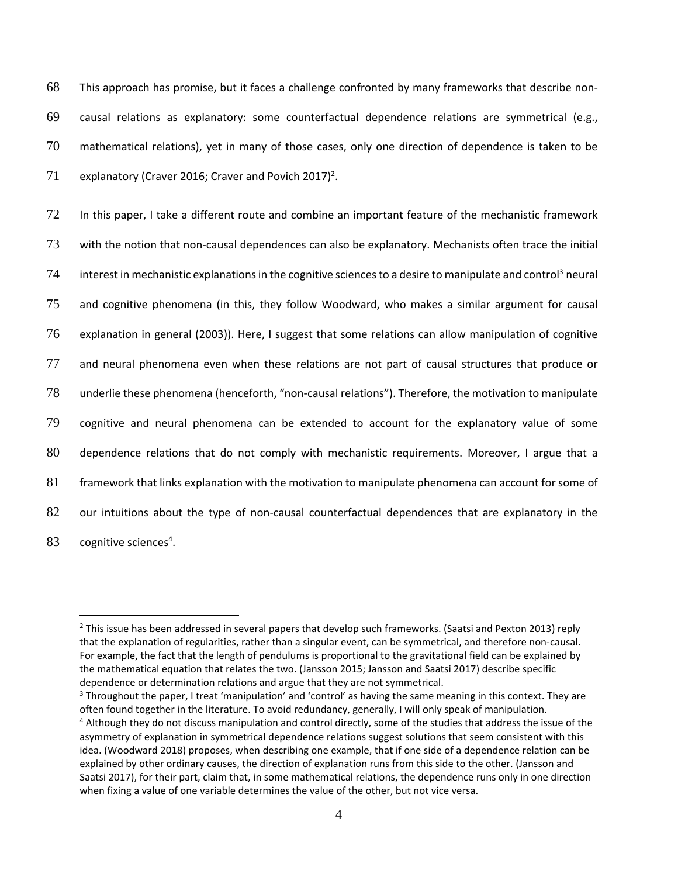This approach has promise, but it faces a challenge confronted by many frameworks that describe non-causal relations as explanatory: some counterfactual dependence relations are symmetrical (e.g., mathematical relations), yet in many of those cases, only one direction of dependence is taken to be explanatory (Craver 2016; Craver and Povich 2017)[2].

In this paper, I take a different route and combine an important feature of the mechanistic framework with the notion that non-causal dependences can also be explanatory. Mechanists often trace the initial interest in mechanistic explanations in the cognitive sciences to a desire to manipulate and control[3] neural and cognitive phenomena (in this, they follow Woodward, who makes a similar argument for causal explanation in general (2003)). Here, I suggest that some relations can allow manipulation of cognitive and neural phenomena even when these relations are not part of causal structures that produce or underlie these phenomena (henceforth, "non-causal relations"). Therefore, the motivation to manipulate cognitive and neural phenomena can be extended to account for the explanatory value of some dependence relations that do not comply with mechanistic requirements. Moreover, I argue that a framework that links explanation with the motivation to manipulate phenomena can account for some of our intuitions about the type of non-causal counterfactual dependences that are explanatory in the cognitive sciences[4].

---

[2] This issue has been addressed in several papers that develop such frameworks. (Saatsi and Pexton 2013) reply that the explanation of regularities, rather than a singular event, can be symmetrical, and therefore non-causal. For example, the fact that the length of pendulums is proportional to the gravitational field can be explained by the mathematical equation that relates the two. (Jansson 2015; Jansson and Saatsi 2017) describe specific dependence or determination relations and argue that they are not symmetrical.

[3] Throughout the paper, I treat 'manipulation' and 'control' as having the same meaning in this context. They are often found together in the literature. To avoid redundancy, generally, I will only speak of manipulation.

[4] Although they do not discuss manipulation and control directly, some of the studies that address the issue of the asymmetry of explanation in symmetrical dependence relations suggest solutions that seem consistent with this idea. (Woodward 2018) proposes, when describing one example, that if one side of a dependence relation can be explained by other ordinary causes, the direction of explanation runs from this side to the other. (Jansson and Saatsi 2017), for their part, claim that, in some mathematical relations, the dependence runs only in one direction when fixing a value of one variable determines the value of the other, but not vice versa.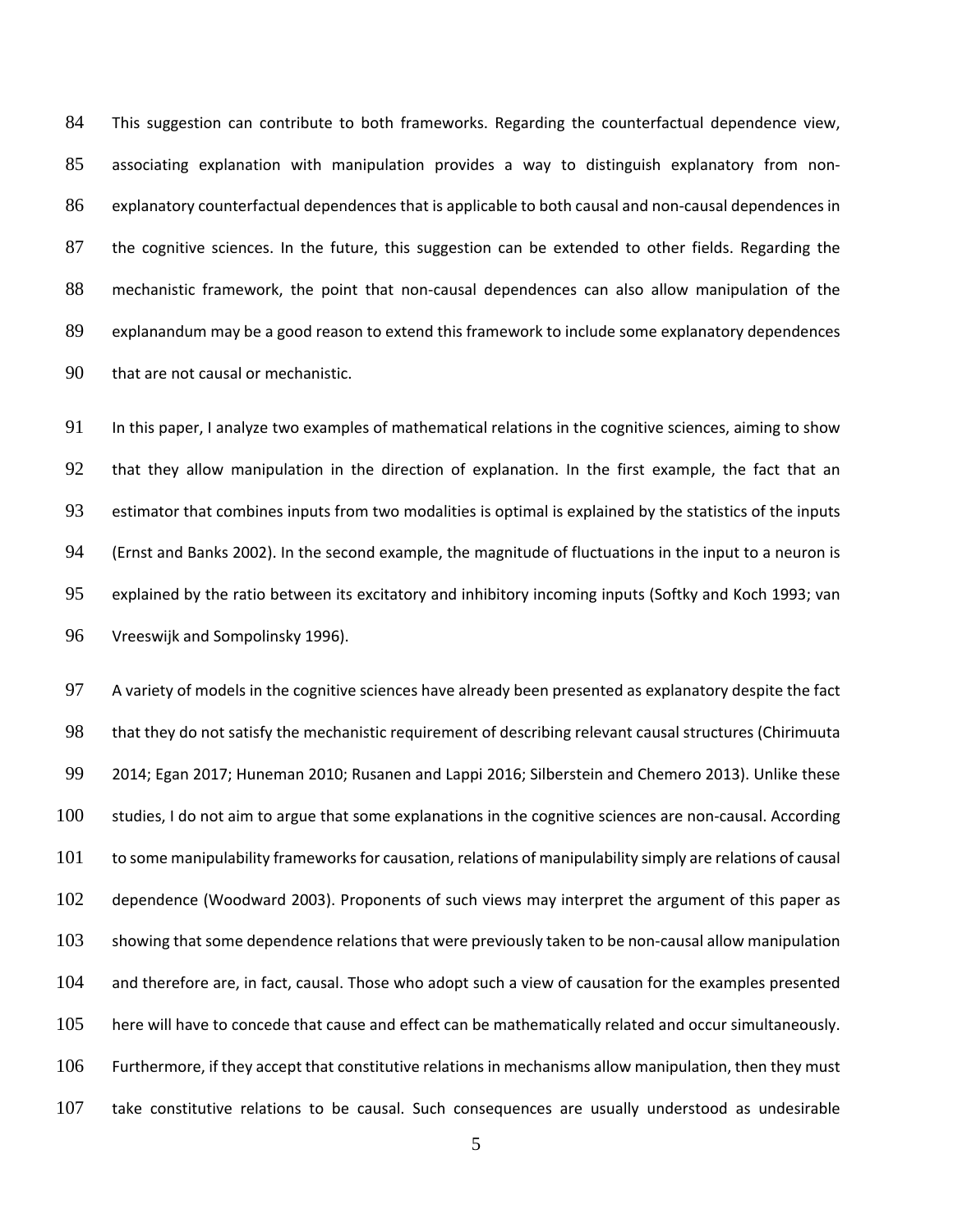This suggestion can contribute to both frameworks. Regarding the counterfactual dependence view, associating explanation with manipulation provides a way to distinguish explanatory from non-explanatory counterfactual dependences that is applicable to both causal and non-causal dependences in the cognitive sciences. In the future, this suggestion can be extended to other fields. Regarding the mechanistic framework, the point that non-causal dependences can also allow manipulation of the explanandum may be a good reason to extend this framework to include some explanatory dependences that are not causal or mechanistic.

In this paper, I analyze two examples of mathematical relations in the cognitive sciences, aiming to show that they allow manipulation in the direction of explanation. In the first example, the fact that an estimator that combines inputs from two modalities is optimal is explained by the statistics of the inputs (Ernst and Banks 2002). In the second example, the magnitude of fluctuations in the input to a neuron is explained by the ratio between its excitatory and inhibitory incoming inputs (Softky and Koch 1993; van Vreeswijk and Sompolinsky 1996).

A variety of models in the cognitive sciences have already been presented as explanatory despite the fact that they do not satisfy the mechanistic requirement of describing relevant causal structures (Chirimuuta 2014; Egan 2017; Huneman 2010; Rusanen and Lappi 2016; Silberstein and Chemero 2013). Unlike these studies, I do not aim to argue that some explanations in the cognitive sciences are non-causal. According to some manipulability frameworks for causation, relations of manipulability simply are relations of causal dependence (Woodward 2003). Proponents of such views may interpret the argument of this paper as showing that some dependence relations that were previously taken to be non-causal allow manipulation and therefore are, in fact, causal. Those who adopt such a view of causation for the examples presented here will have to concede that cause and effect can be mathematically related and occur simultaneously. Furthermore, if they accept that constitutive relations in mechanisms allow manipulation, then they must take constitutive relations to be causal. Such consequences are usually understood as undesirable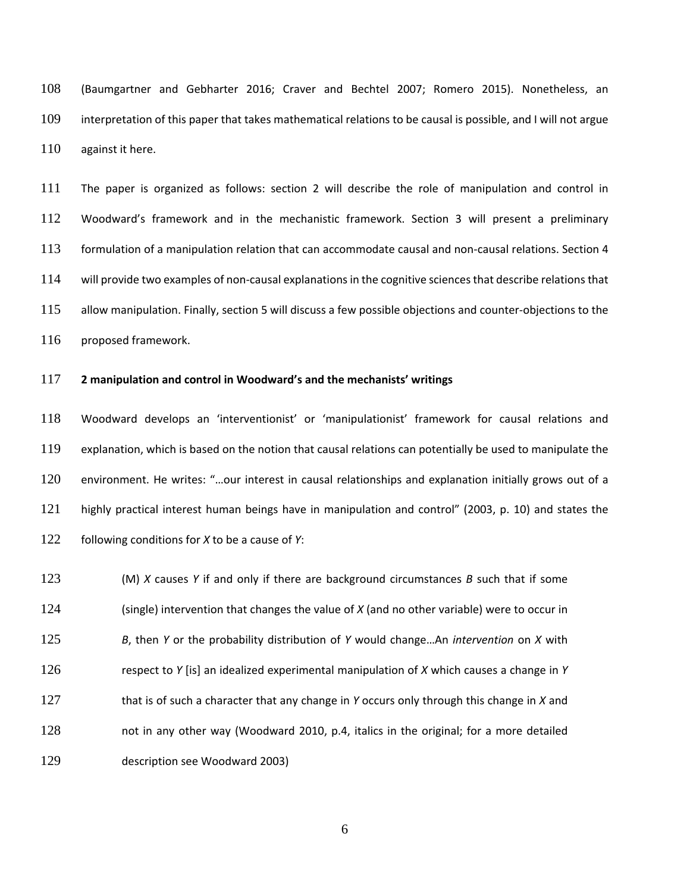(Baumgartner and Gebharter 2016; Craver and Bechtel 2007; Romero 2015). Nonetheless, an interpretation of this paper that takes mathematical relations to be causal is possible, and I will not argue against it here.

The paper is organized as follows: section 2 will describe the role of manipulation and control in Woodward's framework and in the mechanistic framework. Section 3 will present a preliminary formulation of a manipulation relation that can accommodate causal and non-causal relations. Section 4 will provide two examples of non-causal explanations in the cognitive sciences that describe relations that allow manipulation. Finally, section 5 will discuss a few possible objections and counter-objections to the proposed framework.

## 2 manipulation and control in Woodward's and the mechanists' writings

Woodward develops an 'interventionist' or 'manipulationist' framework for causal relations and explanation, which is based on the notion that causal relations can potentially be used to manipulate the environment. He writes: "…our interest in causal relationships and explanation initially grows out of a highly practical interest human beings have in manipulation and control" (2003, p. 10) and states the following conditions for *X* to be a cause of *Y*:

> (M) *X* causes *Y* if and only if there are background circumstances *B* such that if some (single) intervention that changes the value of *X* (and no other variable) were to occur in *B*, then *Y* or the probability distribution of *Y* would change…An *intervention* on *X* with respect to *Y* [is] an idealized experimental manipulation of *X* which causes a change in *Y* that is of such a character that any change in *Y* occurs only through this change in *X* and not in any other way (Woodward 2010, p.4, italics in the original; for a more detailed description see Woodward 2003)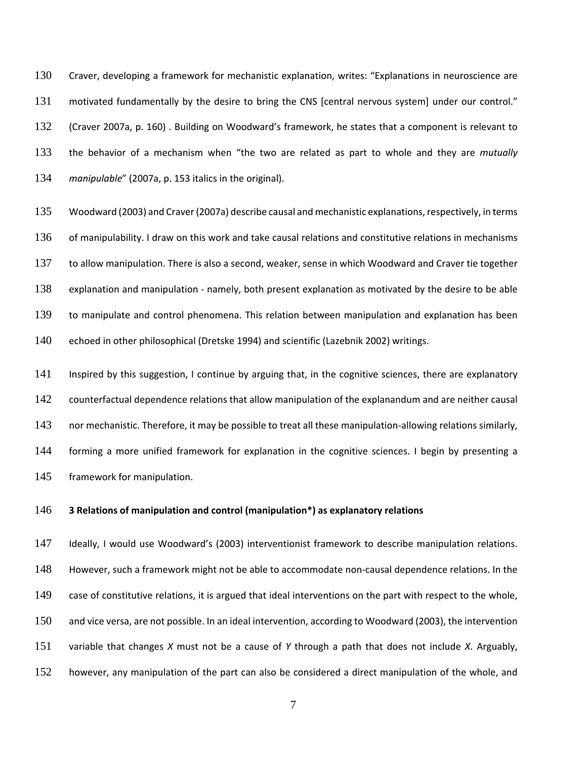Craver, developing a framework for mechanistic explanation, writes: "Explanations in neuroscience are motivated fundamentally by the desire to bring the CNS [central nervous system] under our control." (Craver 2007a, p. 160) . Building on Woodward's framework, he states that a component is relevant to the behavior of a mechanism when "the two are related as part to whole and they are *mutually manipulable*" (2007a, p. 153 italics in the original).

Woodward (2003) and Craver (2007a) describe causal and mechanistic explanations, respectively, in terms of manipulability. I draw on this work and take causal relations and constitutive relations in mechanisms to allow manipulation. There is also a second, weaker, sense in which Woodward and Craver tie together explanation and manipulation - namely, both present explanation as motivated by the desire to be able to manipulate and control phenomena. This relation between manipulation and explanation has been echoed in other philosophical (Dretske 1994) and scientific (Lazebnik 2002) writings.

Inspired by this suggestion, I continue by arguing that, in the cognitive sciences, there are explanatory counterfactual dependence relations that allow manipulation of the explanandum and are neither causal nor mechanistic. Therefore, it may be possible to treat all these manipulation-allowing relations similarly, forming a more unified framework for explanation in the cognitive sciences. I begin by presenting a framework for manipulation.

## 3 Relations of manipulation and control (manipulation*) as explanatory relations

Ideally, I would use Woodward's (2003) interventionist framework to describe manipulation relations. However, such a framework might not be able to accommodate non-causal dependence relations. In the case of constitutive relations, it is argued that ideal interventions on the part with respect to the whole, and vice versa, are not possible. In an ideal intervention, according to Woodward (2003), the intervention variable that changes $X$ must not be a cause of $Y$ through a path that does not include $X$. Arguably, however, any manipulation of the part can also be considered a direct manipulation of the whole, and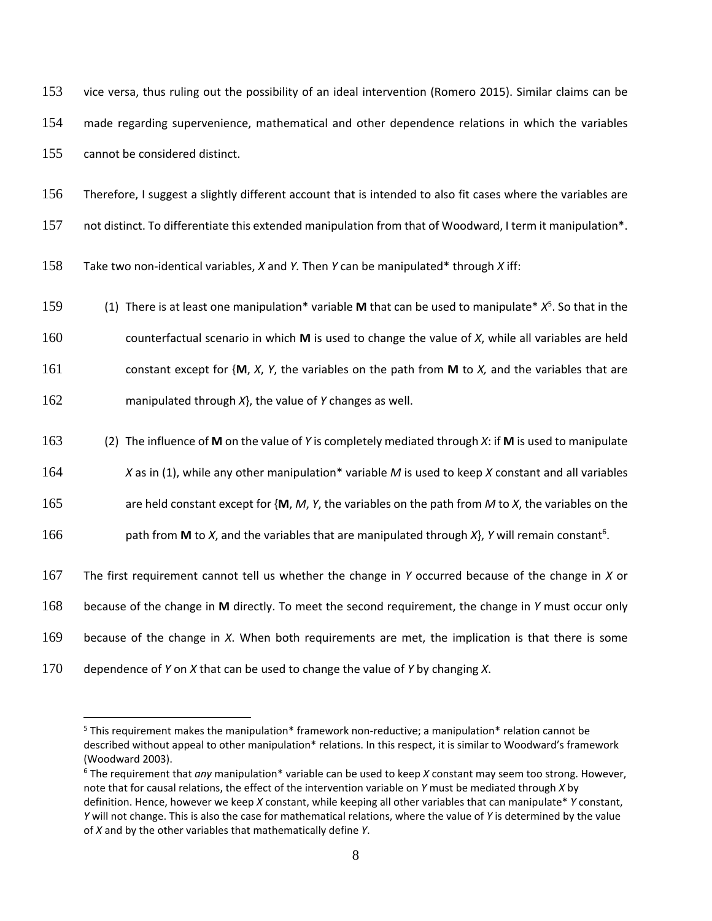vice versa, thus ruling out the possibility of an ideal intervention (Romero 2015). Similar claims can be made regarding supervenience, mathematical and other dependence relations in which the variables cannot be considered distinct.

Therefore, I suggest a slightly different account that is intended to also fit cases where the variables are not distinct. To differentiate this extended manipulation from that of Woodward, I term it manipulation*.

Take two non-identical variables, *X* and *Y*. Then *Y* can be manipulated* through *X* iff:

1. There is at least one manipulation* variable **M** that can be used to manipulate* *X*[5]. So that in the counterfactual scenario in which **M** is used to change the value of *X*, while all variables are held constant except for {**M**, *X*, *Y*, the variables on the path from **M** to *X*, and the variables that are manipulated through *X*}, the value of *Y* changes as well.
2. The influence of **M** on the value of *Y* is completely mediated through *X*: if **M** is used to manipulate *X* as in (1), while any other manipulation* variable *M* is used to keep *X* constant and all variables are held constant except for {**M**, *M*, *Y*, the variables on the path from *M* to *X*, the variables on the path from **M** to *X*, and the variables that are manipulated through *X*}, *Y* will remain constant[6].

The first requirement cannot tell us whether the change in *Y* occurred because of the change in *X* or because of the change in **M** directly. To meet the second requirement, the change in *Y* must occur only because of the change in *X*. When both requirements are met, the implication is that there is some dependence of *Y* on *X* that can be used to change the value of *Y* by changing *X*.

---

[5] This requirement makes the manipulation* framework non-reductive; a manipulation* relation cannot be described without appeal to other manipulation* relations. In this respect, it is similar to Woodward's framework (Woodward 2003).

[6] The requirement that *any* manipulation* variable can be used to keep *X* constant may seem too strong. However, note that for causal relations, the effect of the intervention variable on *Y* must be mediated through *X* by definition. Hence, however we keep *X* constant, while keeping all other variables that can manipulate* *Y* constant, *Y* will not change. This is also the case for mathematical relations, where the value of *Y* is determined by the value of *X* and by the other variables that mathematically define *Y*.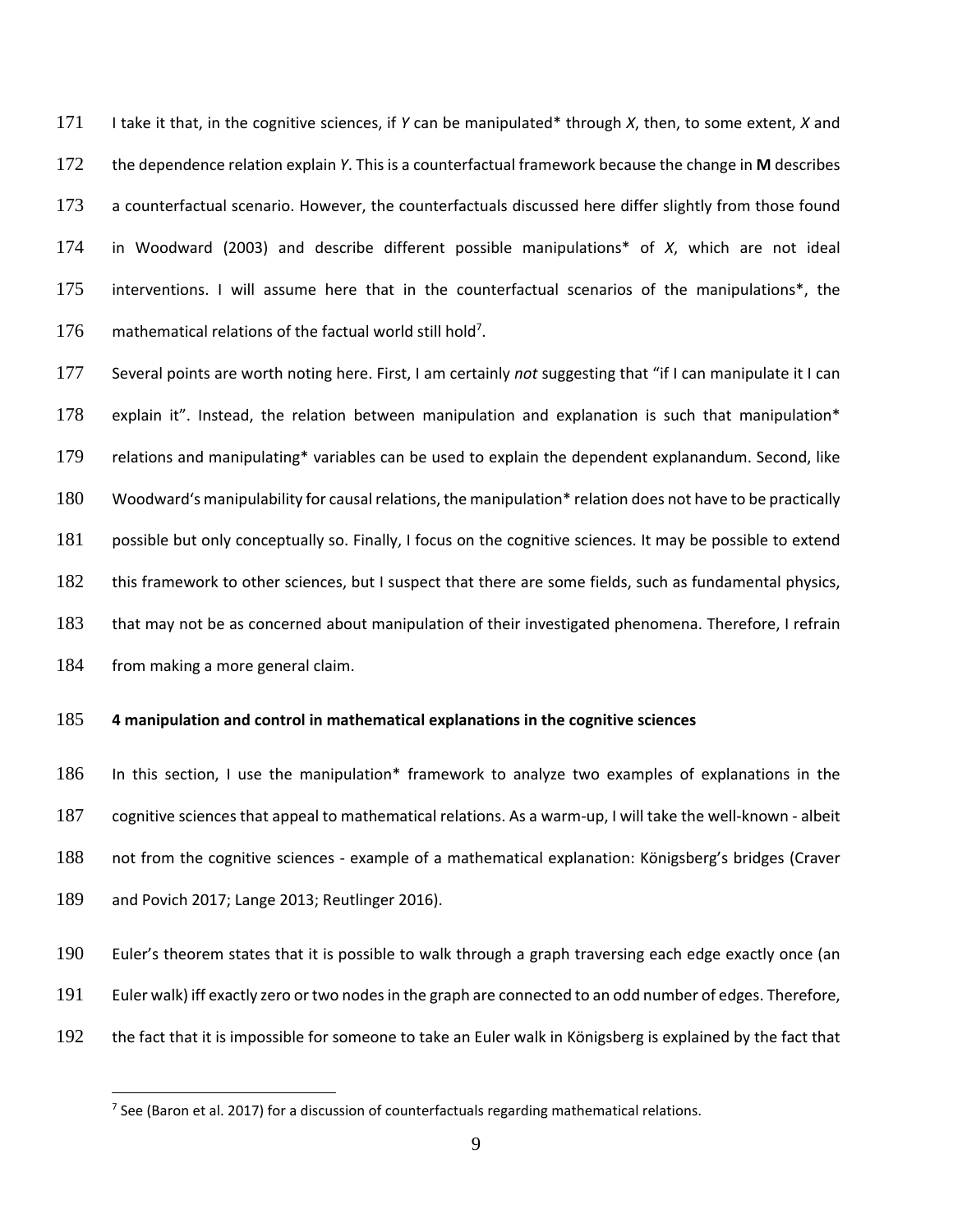I take it that, in the cognitive sciences, if *Y* can be manipulated* through *X*, then, to some extent, *X* and the dependence relation explain *Y*. This is a counterfactual framework because the change in **M** describes a counterfactual scenario. However, the counterfactuals discussed here differ slightly from those found in Woodward (2003) and describe different possible manipulations* of *X*, which are not ideal interventions. I will assume here that in the counterfactual scenarios of the manipulations*, the mathematical relations of the factual world still hold[7].

Several points are worth noting here. First, I am certainly *not* suggesting that "if I can manipulate it I can explain it". Instead, the relation between manipulation and explanation is such that manipulation* relations and manipulating* variables can be used to explain the dependent explanandum. Second, like Woodward's manipulability for causal relations, the manipulation* relation does not have to be practically possible but only conceptually so. Finally, I focus on the cognitive sciences. It may be possible to extend this framework to other sciences, but I suspect that there are some fields, such as fundamental physics, that may not be as concerned about manipulation of their investigated phenomena. Therefore, I refrain from making a more general claim.

## 4 manipulation and control in mathematical explanations in the cognitive sciences

In this section, I use the manipulation* framework to analyze two examples of explanations in the cognitive sciences that appeal to mathematical relations. As a warm-up, I will take the well-known - albeit not from the cognitive sciences - example of a mathematical explanation: Königsberg's bridges (Craver and Povich 2017; Lange 2013; Reutlinger 2016).

Euler's theorem states that it is possible to walk through a graph traversing each edge exactly once (an Euler walk) iff exactly zero or two nodes in the graph are connected to an odd number of edges. Therefore, the fact that it is impossible for someone to take an Euler walk in Königsberg is explained by the fact that

[7] See (Baron et al. 2017) for a discussion of counterfactuals regarding mathematical relations.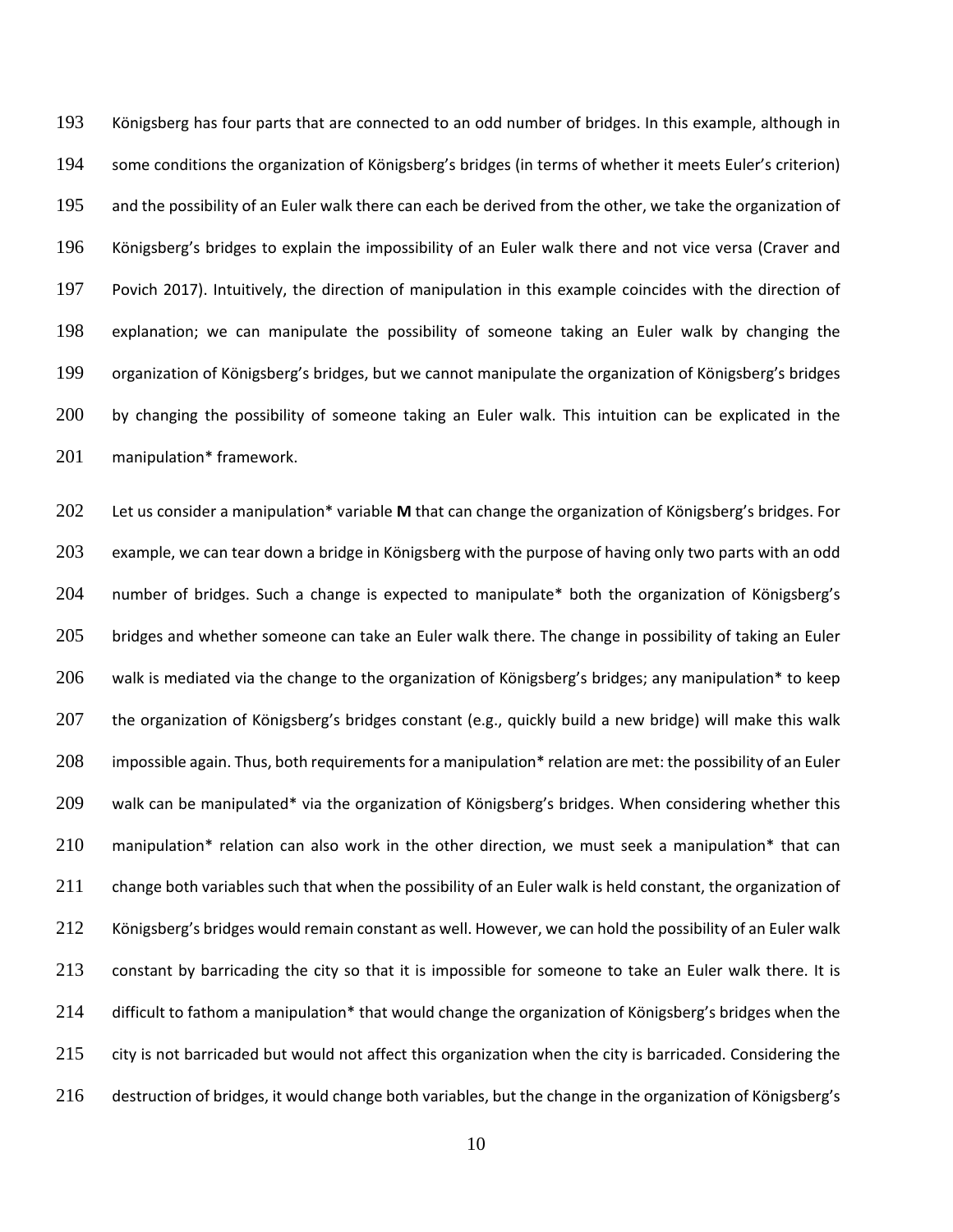Königsberg has four parts that are connected to an odd number of bridges. In this example, although in some conditions the organization of Königsberg's bridges (in terms of whether it meets Euler's criterion) and the possibility of an Euler walk there can each be derived from the other, we take the organization of Königsberg's bridges to explain the impossibility of an Euler walk there and not vice versa (Craver and Povich 2017). Intuitively, the direction of manipulation in this example coincides with the direction of explanation; we can manipulate the possibility of someone taking an Euler walk by changing the organization of Königsberg's bridges, but we cannot manipulate the organization of Königsberg's bridges by changing the possibility of someone taking an Euler walk. This intuition can be explicated in the manipulation* framework.

Let us consider a manipulation* variable **M** that can change the organization of Königsberg's bridges. For example, we can tear down a bridge in Königsberg with the purpose of having only two parts with an odd number of bridges. Such a change is expected to manipulate* both the organization of Königsberg's bridges and whether someone can take an Euler walk there. The change in possibility of taking an Euler walk is mediated via the change to the organization of Königsberg's bridges; any manipulation* to keep the organization of Königsberg's bridges constant (e.g., quickly build a new bridge) will make this walk impossible again. Thus, both requirements for a manipulation* relation are met: the possibility of an Euler walk can be manipulated* via the organization of Königsberg's bridges. When considering whether this manipulation* relation can also work in the other direction, we must seek a manipulation* that can change both variables such that when the possibility of an Euler walk is held constant, the organization of Königsberg's bridges would remain constant as well. However, we can hold the possibility of an Euler walk constant by barricading the city so that it is impossible for someone to take an Euler walk there. It is difficult to fathom a manipulation* that would change the organization of Königsberg's bridges when the city is not barricaded but would not affect this organization when the city is barricaded. Considering the destruction of bridges, it would change both variables, but the change in the organization of Königsberg's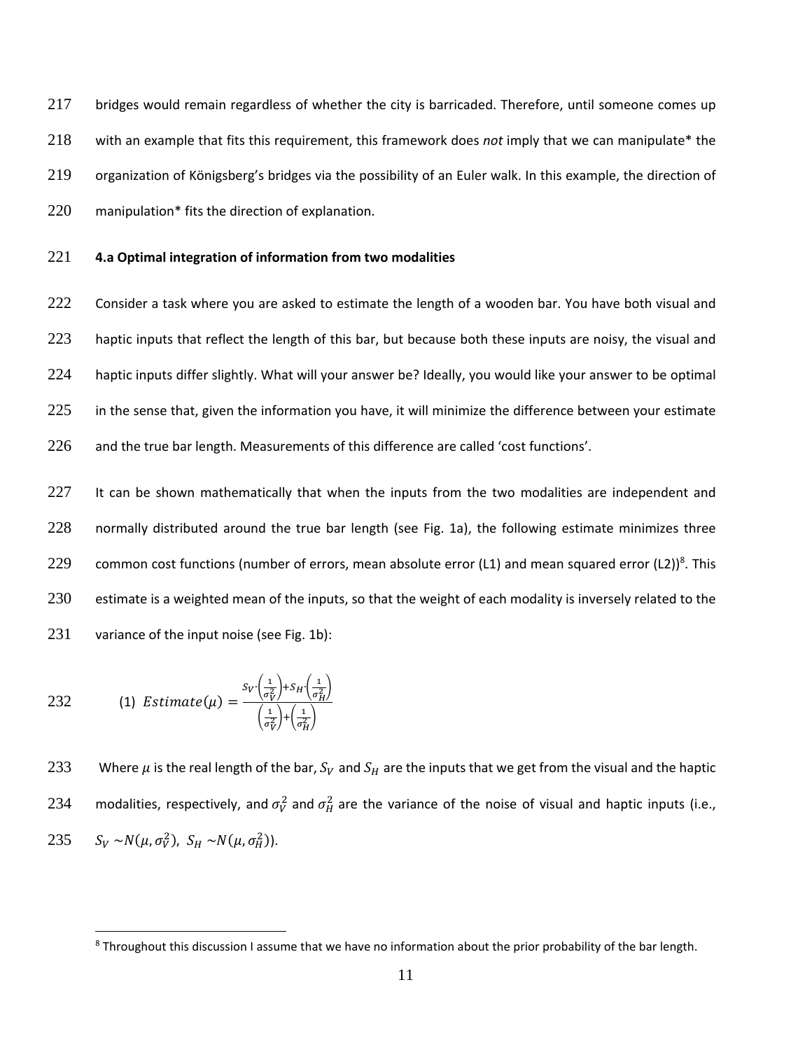bridges would remain regardless of whether the city is barricaded. Therefore, until someone comes up with an example that fits this requirement, this framework does *not* imply that we can manipulate* the organization of Königsberg's bridges via the possibility of an Euler walk. In this example, the direction of manipulation* fits the direction of explanation.

#### 4.a Optimal integration of information from two modalities

Consider a task where you are asked to estimate the length of a wooden bar. You have both visual and haptic inputs that reflect the length of this bar, but because both these inputs are noisy, the visual and haptic inputs differ slightly. What will your answer be? Ideally, you would like your answer to be optimal in the sense that, given the information you have, it will minimize the difference between your estimate and the true bar length. Measurements of this difference are called 'cost functions'.

It can be shown mathematically that when the inputs from the two modalities are independent and normally distributed around the true bar length (see Fig. 1a), the following estimate minimizes three common cost functions (number of errors, mean absolute error (L1) and mean squared error (L2))[8]. This estimate is a weighted mean of the inputs, so that the weight of each modality is inversely related to the variance of the input noise (see Fig. 1b):

$$(1)\ \ Estimate(\mu) = \frac{S_V \cdot \left(\frac{1}{\sigma_V^2}\right) + S_H \cdot \left(\frac{1}{\sigma_H^2}\right)}{\left(\frac{1}{\sigma_V^2}\right) + \left(\frac{1}{\sigma_H^2}\right)}$$

Where $\mu$ is the real length of the bar, $S_V$ and $S_H$ are the inputs that we get from the visual and the haptic modalities, respectively, and $\sigma_V^2$ and $\sigma_H^2$ are the variance of the noise of visual and haptic inputs (i.e., $S_V \sim N(\mu, \sigma_V^2)$, $S_H \sim N(\mu, \sigma_H^2)$).

[8] Throughout this discussion I assume that we have no information about the prior probability of the bar length.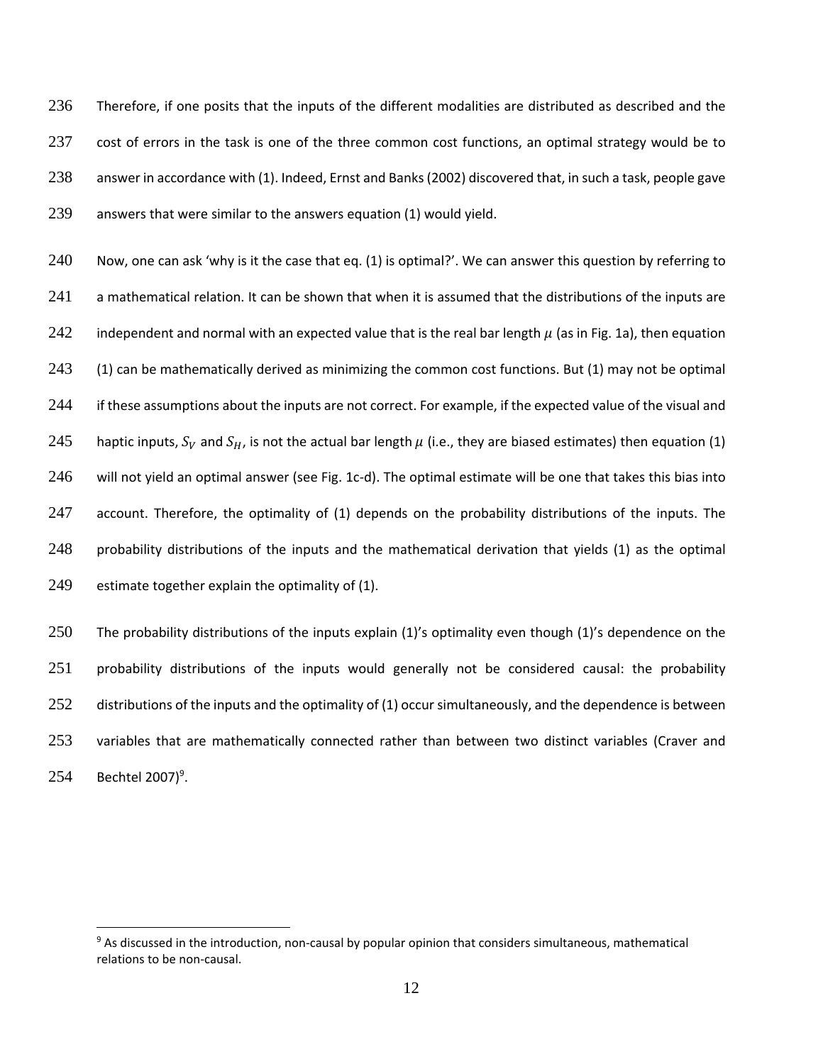Therefore, if one posits that the inputs of the different modalities are distributed as described and the cost of errors in the task is one of the three common cost functions, an optimal strategy would be to answer in accordance with (1). Indeed, Ernst and Banks (2002) discovered that, in such a task, people gave answers that were similar to the answers equation (1) would yield.

Now, one can ask 'why is it the case that eq. (1) is optimal?'. We can answer this question by referring to a mathematical relation. It can be shown that when it is assumed that the distributions of the inputs are independent and normal with an expected value that is the real bar length $\mu$ (as in Fig. 1a), then equation (1) can be mathematically derived as minimizing the common cost functions. But (1) may not be optimal if these assumptions about the inputs are not correct. For example, if the expected value of the visual and haptic inputs, $S_V$ and $S_H$, is not the actual bar length $\mu$ (i.e., they are biased estimates) then equation (1) will not yield an optimal answer (see Fig. 1c-d). The optimal estimate will be one that takes this bias into account. Therefore, the optimality of (1) depends on the probability distributions of the inputs. The probability distributions of the inputs and the mathematical derivation that yields (1) as the optimal estimate together explain the optimality of (1).

The probability distributions of the inputs explain (1)'s optimality even though (1)'s dependence on the probability distributions of the inputs would generally not be considered causal: the probability distributions of the inputs and the optimality of (1) occur simultaneously, and the dependence is between variables that are mathematically connected rather than between two distinct variables (Craver and Bechtel 2007)[9].

[9] As discussed in the introduction, non-causal by popular opinion that considers simultaneous, mathematical relations to be non-causal.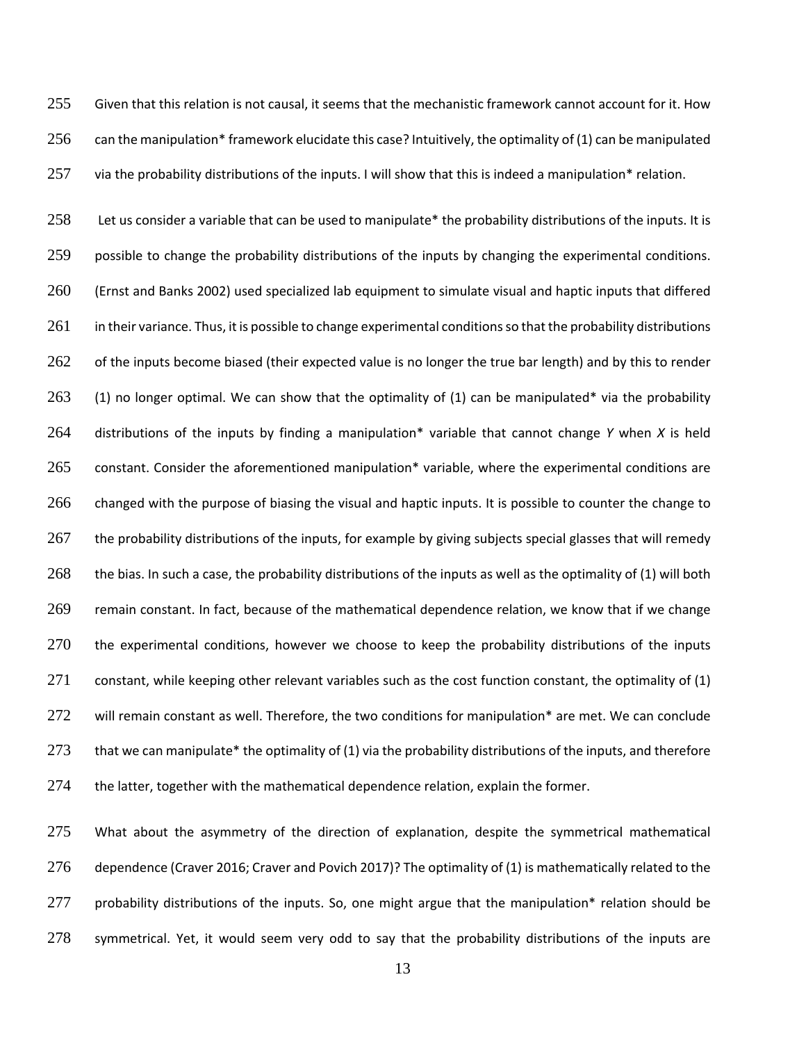Given that this relation is not causal, it seems that the mechanistic framework cannot account for it. How can the manipulation* framework elucidate this case? Intuitively, the optimality of (1) can be manipulated via the probability distributions of the inputs. I will show that this is indeed a manipulation* relation.

Let us consider a variable that can be used to manipulate* the probability distributions of the inputs. It is possible to change the probability distributions of the inputs by changing the experimental conditions. (Ernst and Banks 2002) used specialized lab equipment to simulate visual and haptic inputs that differed in their variance. Thus, it is possible to change experimental conditions so that the probability distributions of the inputs become biased (their expected value is no longer the true bar length) and by this to render (1) no longer optimal. We can show that the optimality of (1) can be manipulated* via the probability distributions of the inputs by finding a manipulation* variable that cannot change *Y* when *X* is held constant. Consider the aforementioned manipulation* variable, where the experimental conditions are changed with the purpose of biasing the visual and haptic inputs. It is possible to counter the change to the probability distributions of the inputs, for example by giving subjects special glasses that will remedy the bias. In such a case, the probability distributions of the inputs as well as the optimality of (1) will both remain constant. In fact, because of the mathematical dependence relation, we know that if we change the experimental conditions, however we choose to keep the probability distributions of the inputs constant, while keeping other relevant variables such as the cost function constant, the optimality of (1) will remain constant as well. Therefore, the two conditions for manipulation* are met. We can conclude that we can manipulate* the optimality of (1) via the probability distributions of the inputs, and therefore the latter, together with the mathematical dependence relation, explain the former.

What about the asymmetry of the direction of explanation, despite the symmetrical mathematical dependence (Craver 2016; Craver and Povich 2017)? The optimality of (1) is mathematically related to the probability distributions of the inputs. So, one might argue that the manipulation* relation should be symmetrical. Yet, it would seem very odd to say that the probability distributions of the inputs are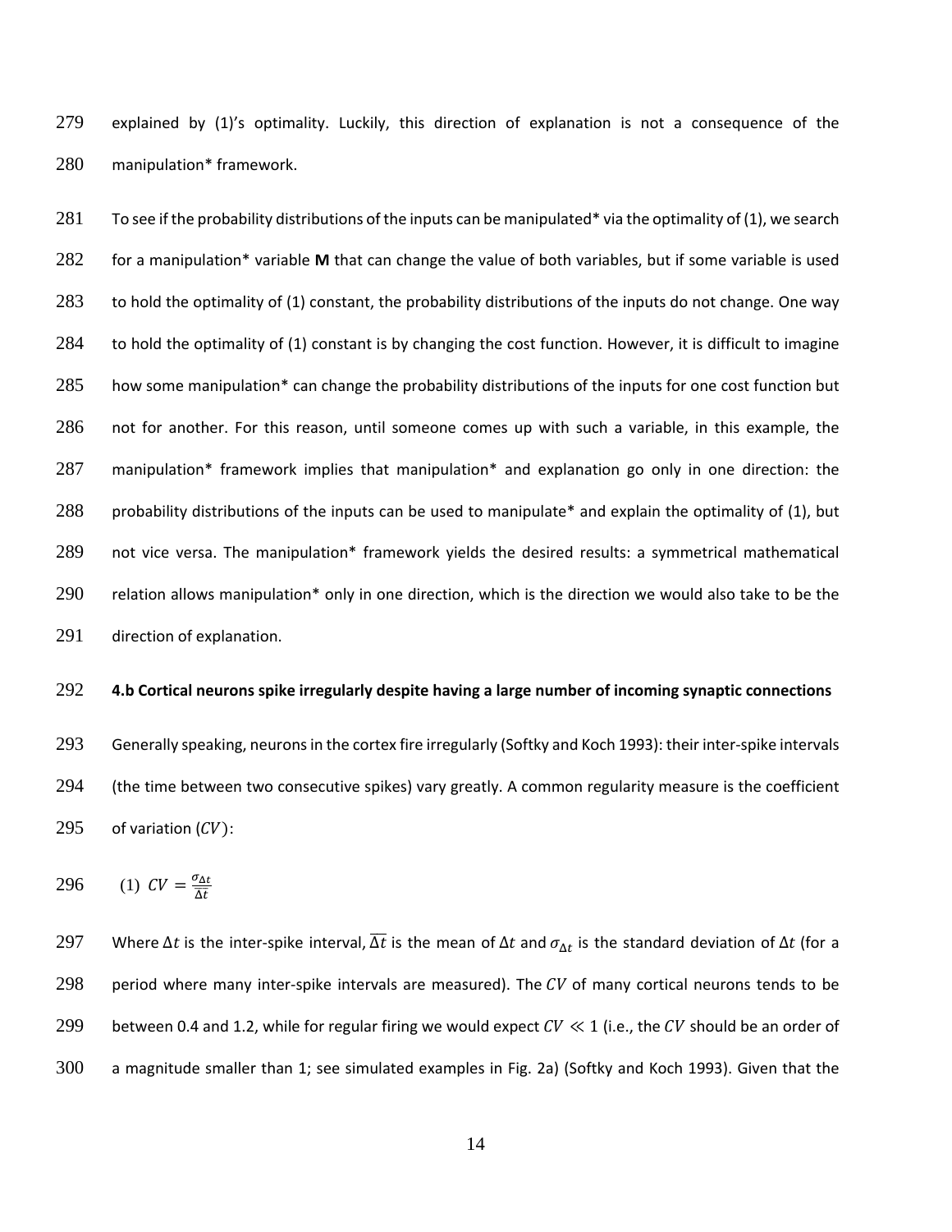explained by (1)'s optimality. Luckily, this direction of explanation is not a consequence of the manipulation* framework.

To see if the probability distributions of the inputs can be manipulated* via the optimality of (1), we search for a manipulation* variable **M** that can change the value of both variables, but if some variable is used to hold the optimality of (1) constant, the probability distributions of the inputs do not change. One way to hold the optimality of (1) constant is by changing the cost function. However, it is difficult to imagine how some manipulation* can change the probability distributions of the inputs for one cost function but not for another. For this reason, until someone comes up with such a variable, in this example, the manipulation* framework implies that manipulation* and explanation go only in one direction: the probability distributions of the inputs can be used to manipulate* and explain the optimality of (1), but not vice versa. The manipulation* framework yields the desired results: a symmetrical mathematical relation allows manipulation* only in one direction, which is the direction we would also take to be the direction of explanation.

### 4.b Cortical neurons spike irregularly despite having a large number of incoming synaptic connections

Generally speaking, neurons in the cortex fire irregularly (Softky and Koch 1993): their inter-spike intervals (the time between two consecutive spikes) vary greatly. A common regularity measure is the coefficient of variation ($CV$):

$$(1)\ CV = \frac{\sigma_{\Delta t}}{\overline{\Delta t}}$$

Where $\Delta t$ is the inter-spike interval, $\overline{\Delta t}$ is the mean of $\Delta t$ and $\sigma_{\Delta t}$ is the standard deviation of $\Delta t$ (for a period where many inter-spike intervals are measured). The $CV$ of many cortical neurons tends to be between 0.4 and 1.2, while for regular firing we would expect $CV \ll 1$ (i.e., the $CV$ should be an order of a magnitude smaller than 1; see simulated examples in Fig. 2a) (Softky and Koch 1993). Given that the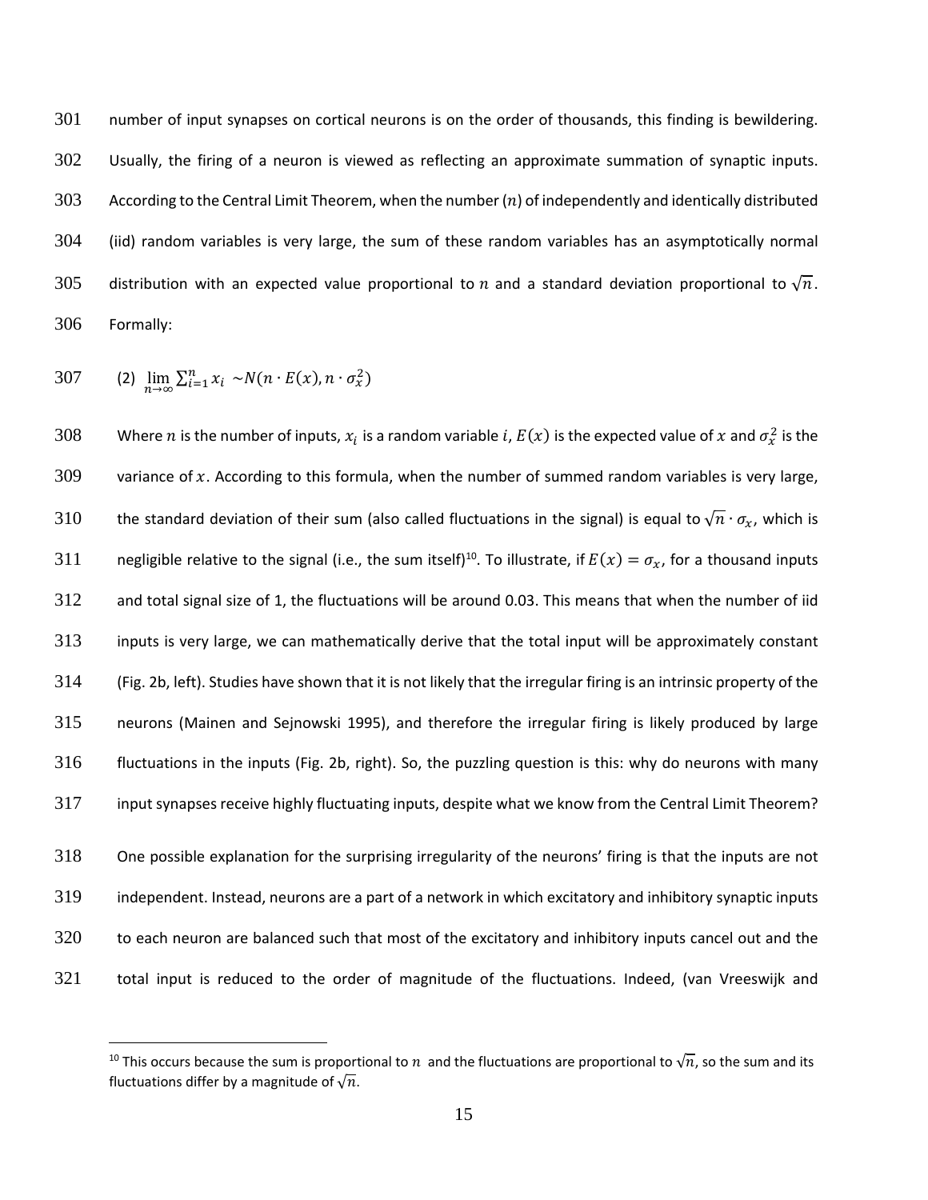number of input synapses on cortical neurons is on the order of thousands, this finding is bewildering. Usually, the firing of a neuron is viewed as reflecting an approximate summation of synaptic inputs. According to the Central Limit Theorem, when the number ($n$) of independently and identically distributed (iid) random variables is very large, the sum of these random variables has an asymptotically normal distribution with an expected value proportional to $n$ and a standard deviation proportional to $\sqrt{n}$. Formally:

$$(2) \lim_{n\to\infty} \sum_{i=1}^{n} x_i \sim N(n \cdot E(x), n \cdot \sigma_x^2)$$

Where $n$ is the number of inputs, $x_i$ is a random variable $i$, $E(x)$ is the expected value of $x$ and $\sigma_x^2$ is the variance of $x$. According to this formula, when the number of summed random variables is very large, the standard deviation of their sum (also called fluctuations in the signal) is equal to $\sqrt{n} \cdot \sigma_x$, which is negligible relative to the signal (i.e., the sum itself)[10]. To illustrate, if $E(x) = \sigma_x$, for a thousand inputs and total signal size of 1, the fluctuations will be around 0.03. This means that when the number of iid inputs is very large, we can mathematically derive that the total input will be approximately constant (Fig. 2b, left). Studies have shown that it is not likely that the irregular firing is an intrinsic property of the neurons (Mainen and Sejnowski 1995), and therefore the irregular firing is likely produced by large fluctuations in the inputs (Fig. 2b, right). So, the puzzling question is this: why do neurons with many input synapses receive highly fluctuating inputs, despite what we know from the Central Limit Theorem?

One possible explanation for the surprising irregularity of the neurons' firing is that the inputs are not independent. Instead, neurons are a part of a network in which excitatory and inhibitory synaptic inputs to each neuron are balanced such that most of the excitatory and inhibitory inputs cancel out and the total input is reduced to the order of magnitude of the fluctuations. Indeed, (van Vreeswijk and

[10] This occurs because the sum is proportional to $n$ and the fluctuations are proportional to $\sqrt{n}$, so the sum and its fluctuations differ by a magnitude of $\sqrt{n}$.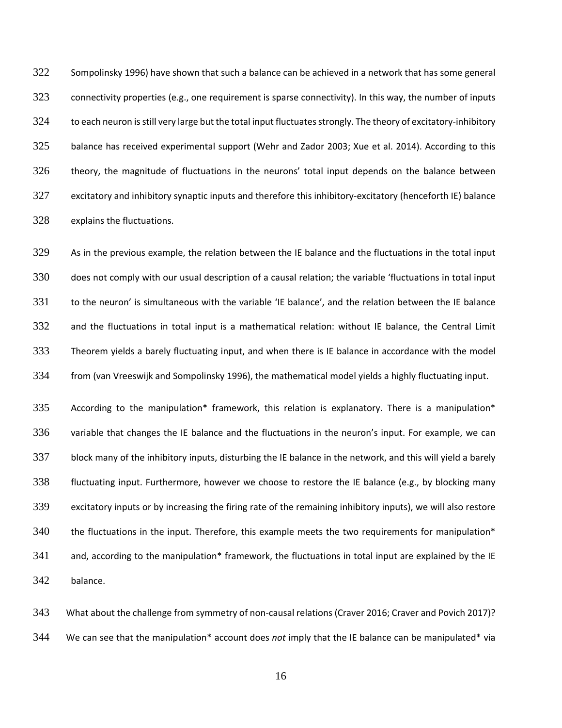Sompolinsky 1996) have shown that such a balance can be achieved in a network that has some general connectivity properties (e.g., one requirement is sparse connectivity). In this way, the number of inputs to each neuron is still very large but the total input fluctuates strongly. The theory of excitatory-inhibitory balance has received experimental support (Wehr and Zador 2003; Xue et al. 2014). According to this theory, the magnitude of fluctuations in the neurons' total input depends on the balance between excitatory and inhibitory synaptic inputs and therefore this inhibitory-excitatory (henceforth IE) balance explains the fluctuations.

As in the previous example, the relation between the IE balance and the fluctuations in the total input does not comply with our usual description of a causal relation; the variable 'fluctuations in total input to the neuron' is simultaneous with the variable 'IE balance', and the relation between the IE balance and the fluctuations in total input is a mathematical relation: without IE balance, the Central Limit Theorem yields a barely fluctuating input, and when there is IE balance in accordance with the model from (van Vreeswijk and Sompolinsky 1996), the mathematical model yields a highly fluctuating input.

According to the manipulation* framework, this relation is explanatory. There is a manipulation* variable that changes the IE balance and the fluctuations in the neuron's input. For example, we can block many of the inhibitory inputs, disturbing the IE balance in the network, and this will yield a barely fluctuating input. Furthermore, however we choose to restore the IE balance (e.g., by blocking many excitatory inputs or by increasing the firing rate of the remaining inhibitory inputs), we will also restore the fluctuations in the input. Therefore, this example meets the two requirements for manipulation* and, according to the manipulation* framework, the fluctuations in total input are explained by the IE balance.

What about the challenge from symmetry of non-causal relations (Craver 2016; Craver and Povich 2017)? We can see that the manipulation* account does *not* imply that the IE balance can be manipulated* via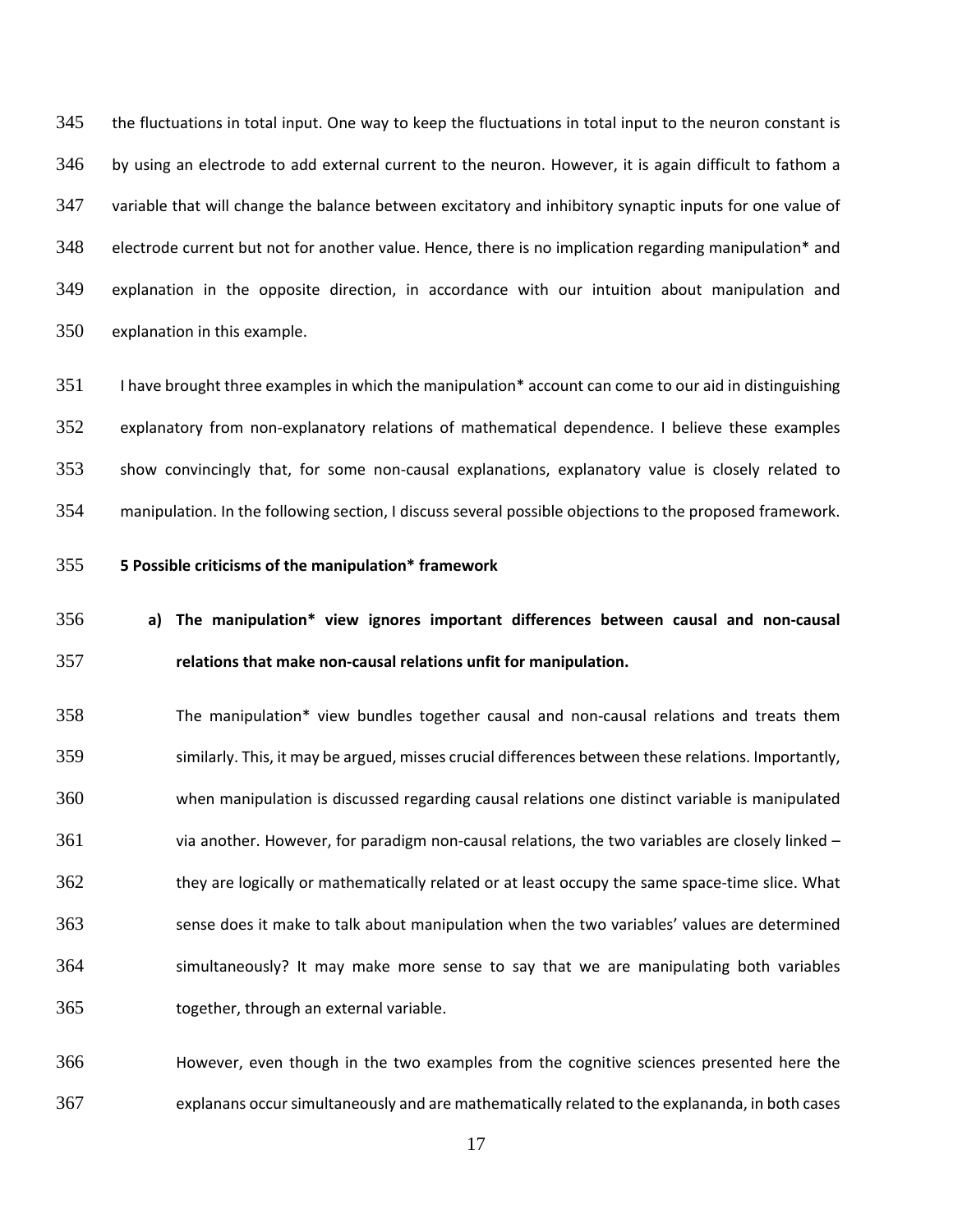the fluctuations in total input. One way to keep the fluctuations in total input to the neuron constant is by using an electrode to add external current to the neuron. However, it is again difficult to fathom a variable that will change the balance between excitatory and inhibitory synaptic inputs for one value of electrode current but not for another value. Hence, there is no implication regarding manipulation* and explanation in the opposite direction, in accordance with our intuition about manipulation and explanation in this example.

I have brought three examples in which the manipulation* account can come to our aid in distinguishing explanatory from non-explanatory relations of mathematical dependence. I believe these examples show convincingly that, for some non-causal explanations, explanatory value is closely related to manipulation. In the following section, I discuss several possible objections to the proposed framework.

## 5 Possible criticisms of the manipulation* framework

### a) The manipulation* view ignores important differences between causal and non-causal relations that make non-causal relations unfit for manipulation.

The manipulation* view bundles together causal and non-causal relations and treats them similarly. This, it may be argued, misses crucial differences between these relations. Importantly, when manipulation is discussed regarding causal relations one distinct variable is manipulated via another. However, for paradigm non-causal relations, the two variables are closely linked – they are logically or mathematically related or at least occupy the same space-time slice. What sense does it make to talk about manipulation when the two variables' values are determined simultaneously? It may make more sense to say that we are manipulating both variables together, through an external variable.

However, even though in the two examples from the cognitive sciences presented here the explanans occur simultaneously and are mathematically related to the explananda, in both cases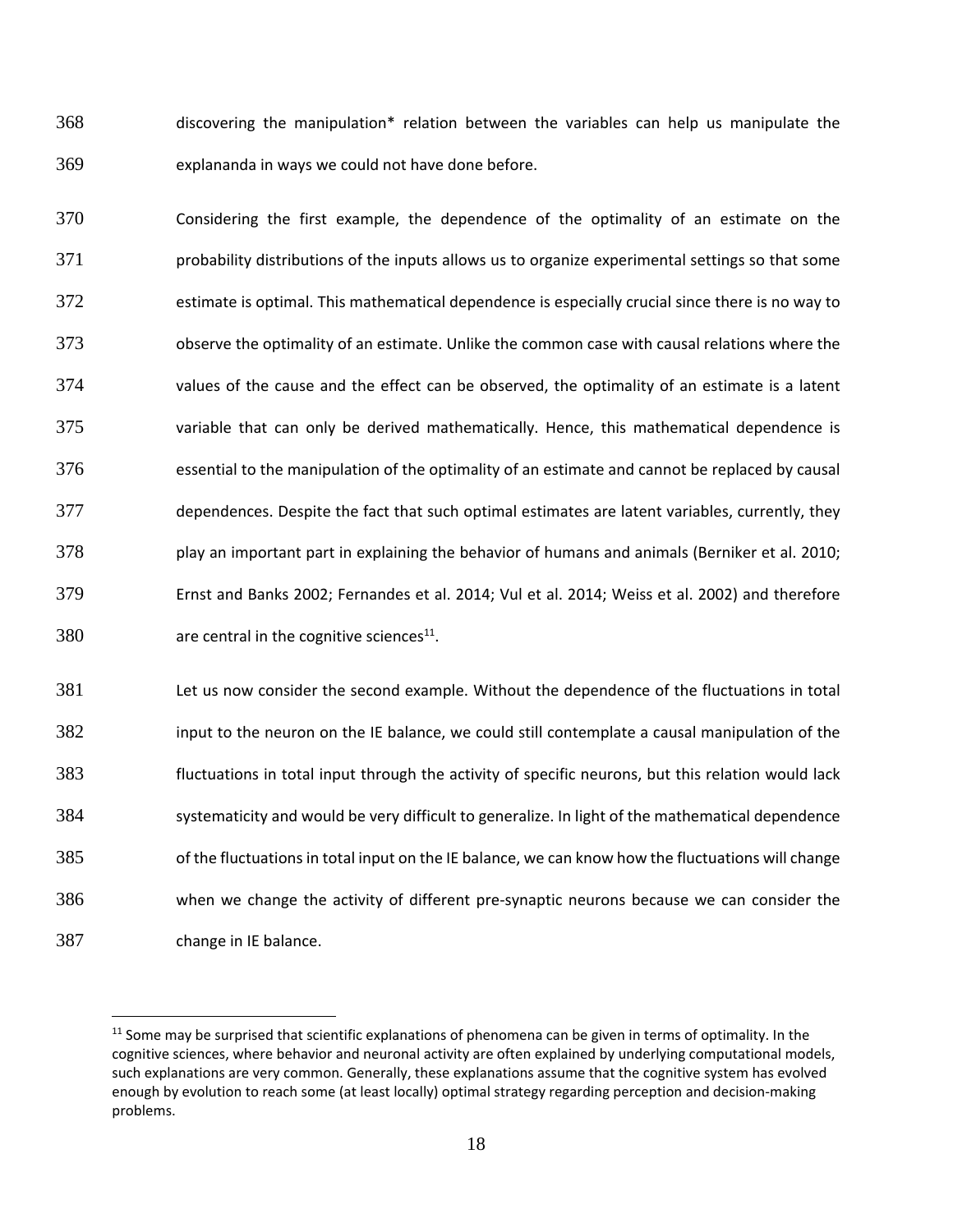discovering the manipulation* relation between the variables can help us manipulate the explananda in ways we could not have done before.

Considering the first example, the dependence of the optimality of an estimate on the probability distributions of the inputs allows us to organize experimental settings so that some estimate is optimal. This mathematical dependence is especially crucial since there is no way to observe the optimality of an estimate. Unlike the common case with causal relations where the values of the cause and the effect can be observed, the optimality of an estimate is a latent variable that can only be derived mathematically. Hence, this mathematical dependence is essential to the manipulation of the optimality of an estimate and cannot be replaced by causal dependences. Despite the fact that such optimal estimates are latent variables, currently, they play an important part in explaining the behavior of humans and animals (Berniker et al. 2010; Ernst and Banks 2002; Fernandes et al. 2014; Vul et al. 2014; Weiss et al. 2002) and therefore are central in the cognitive sciences[11].

Let us now consider the second example. Without the dependence of the fluctuations in total input to the neuron on the IE balance, we could still contemplate a causal manipulation of the fluctuations in total input through the activity of specific neurons, but this relation would lack systematicity and would be very difficult to generalize. In light of the mathematical dependence of the fluctuations in total input on the IE balance, we can know how the fluctuations will change when we change the activity of different pre-synaptic neurons because we can consider the change in IE balance.

[11] Some may be surprised that scientific explanations of phenomena can be given in terms of optimality. In the cognitive sciences, where behavior and neuronal activity are often explained by underlying computational models, such explanations are very common. Generally, these explanations assume that the cognitive system has evolved enough by evolution to reach some (at least locally) optimal strategy regarding perception and decision-making problems.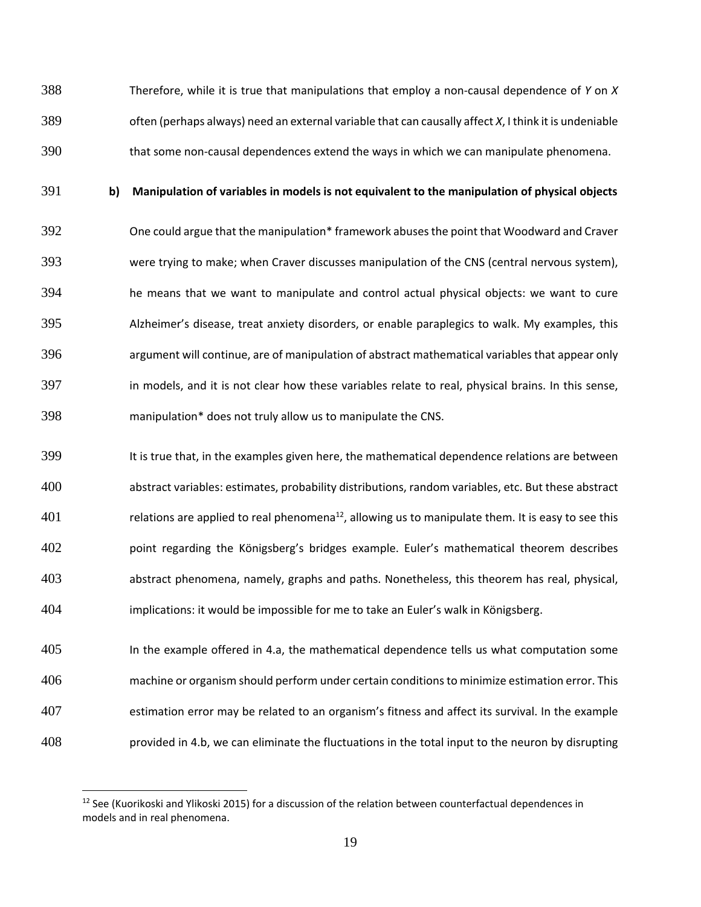Therefore, while it is true that manipulations that employ a non-causal dependence of $Y$ on $X$ often (perhaps always) need an external variable that can causally affect $X$, I think it is undeniable that some non-causal dependences extend the ways in which we can manipulate phenomena.

**b) Manipulation of variables in models is not equivalent to the manipulation of physical objects**

One could argue that the manipulation* framework abuses the point that Woodward and Craver were trying to make; when Craver discusses manipulation of the CNS (central nervous system), he means that we want to manipulate and control actual physical objects: we want to cure Alzheimer's disease, treat anxiety disorders, or enable paraplegics to walk. My examples, this argument will continue, are of manipulation of abstract mathematical variables that appear only in models, and it is not clear how these variables relate to real, physical brains. In this sense, manipulation* does not truly allow us to manipulate the CNS.

It is true that, in the examples given here, the mathematical dependence relations are between abstract variables: estimates, probability distributions, random variables, etc. But these abstract relations are applied to real phenomena[12], allowing us to manipulate them. It is easy to see this point regarding the Königsberg's bridges example. Euler's mathematical theorem describes abstract phenomena, namely, graphs and paths. Nonetheless, this theorem has real, physical, implications: it would be impossible for me to take an Euler's walk in Königsberg.

In the example offered in 4.a, the mathematical dependence tells us what computation some machine or organism should perform under certain conditions to minimize estimation error. This estimation error may be related to an organism's fitness and affect its survival. In the example provided in 4.b, we can eliminate the fluctuations in the total input to the neuron by disrupting

[12] See (Kuorikoski and Ylikoski 2015) for a discussion of the relation between counterfactual dependences in models and in real phenomena.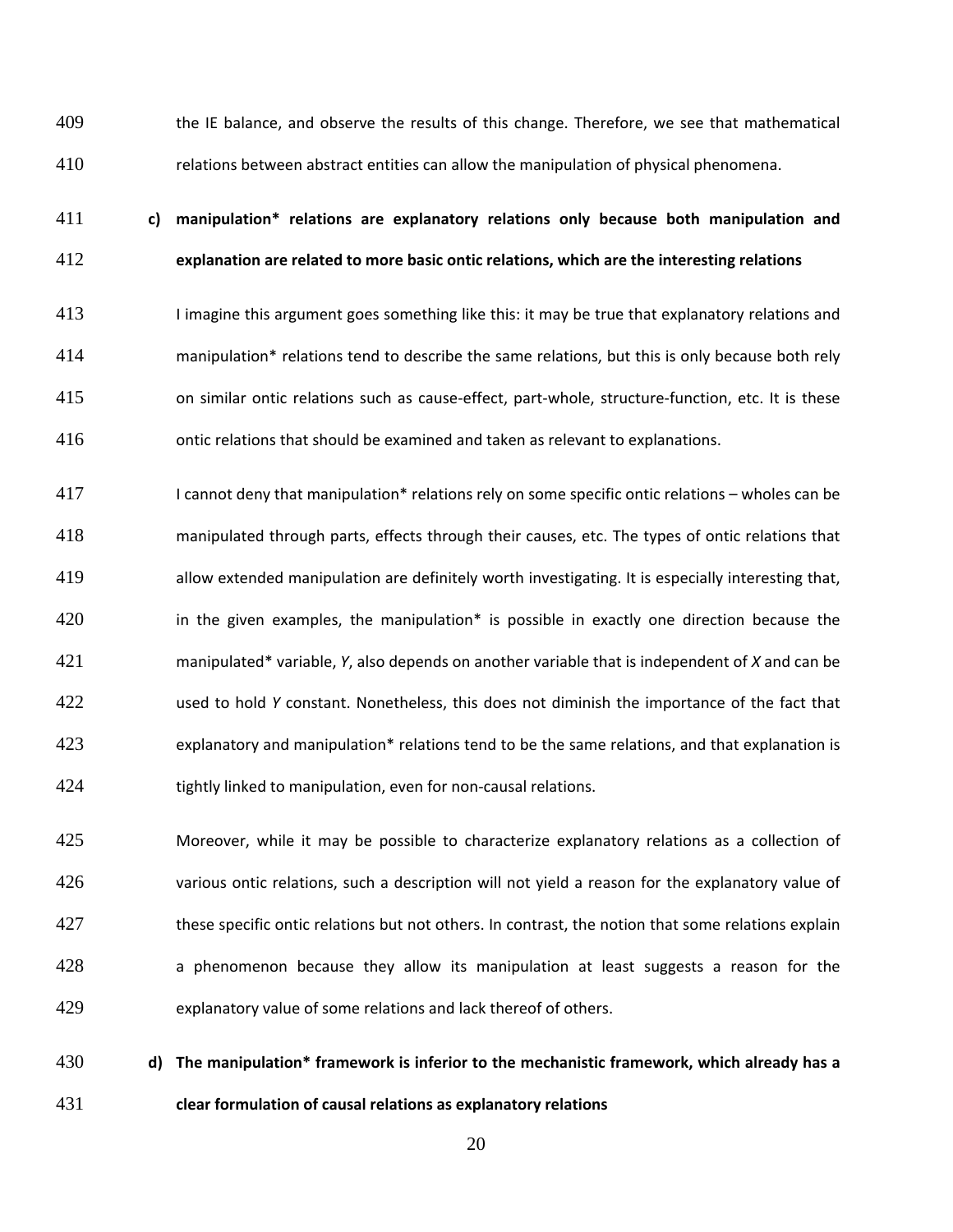the IE balance, and observe the results of this change. Therefore, we see that mathematical relations between abstract entities can allow the manipulation of physical phenomena.

**c) manipulation* relations are explanatory relations only because both manipulation and explanation are related to more basic ontic relations, which are the interesting relations**

I imagine this argument goes something like this: it may be true that explanatory relations and manipulation* relations tend to describe the same relations, but this is only because both rely on similar ontic relations such as cause-effect, part-whole, structure-function, etc. It is these ontic relations that should be examined and taken as relevant to explanations.

I cannot deny that manipulation* relations rely on some specific ontic relations – wholes can be manipulated through parts, effects through their causes, etc. The types of ontic relations that allow extended manipulation are definitely worth investigating. It is especially interesting that, in the given examples, the manipulation* is possible in exactly one direction because the manipulated* variable, $Y$, also depends on another variable that is independent of $X$ and can be used to hold $Y$ constant. Nonetheless, this does not diminish the importance of the fact that explanatory and manipulation* relations tend to be the same relations, and that explanation is tightly linked to manipulation, even for non-causal relations.

Moreover, while it may be possible to characterize explanatory relations as a collection of various ontic relations, such a description will not yield a reason for the explanatory value of these specific ontic relations but not others. In contrast, the notion that some relations explain a phenomenon because they allow its manipulation at least suggests a reason for the explanatory value of some relations and lack thereof of others.

**d) The manipulation* framework is inferior to the mechanistic framework, which already has a clear formulation of causal relations as explanatory relations**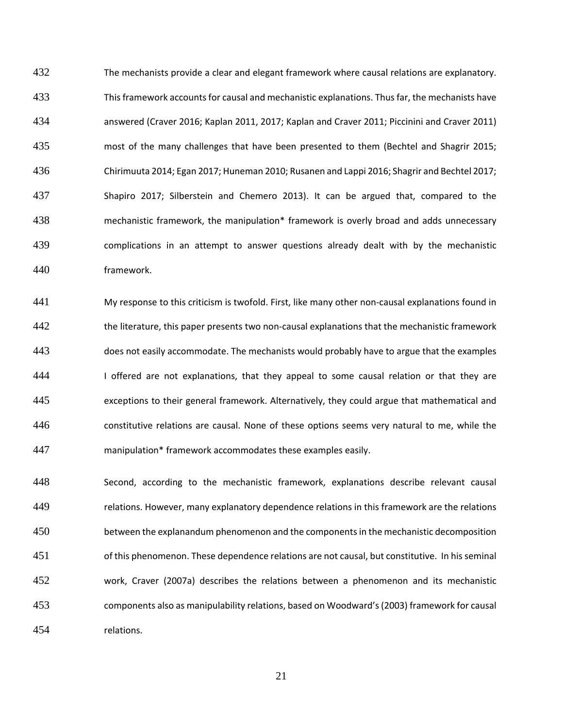The mechanists provide a clear and elegant framework where causal relations are explanatory. This framework accounts for causal and mechanistic explanations. Thus far, the mechanists have answered (Craver 2016; Kaplan 2011, 2017; Kaplan and Craver 2011; Piccinini and Craver 2011) most of the many challenges that have been presented to them (Bechtel and Shagrir 2015; Chirimuuta 2014; Egan 2017; Huneman 2010; Rusanen and Lappi 2016; Shagrir and Bechtel 2017; Shapiro 2017; Silberstein and Chemero 2013). It can be argued that, compared to the mechanistic framework, the manipulation* framework is overly broad and adds unnecessary complications in an attempt to answer questions already dealt with by the mechanistic framework.

My response to this criticism is twofold. First, like many other non-causal explanations found in the literature, this paper presents two non-causal explanations that the mechanistic framework does not easily accommodate. The mechanists would probably have to argue that the examples I offered are not explanations, that they appeal to some causal relation or that they are exceptions to their general framework. Alternatively, they could argue that mathematical and constitutive relations are causal. None of these options seems very natural to me, while the manipulation* framework accommodates these examples easily.

Second, according to the mechanistic framework, explanations describe relevant causal relations. However, many explanatory dependence relations in this framework are the relations between the explanandum phenomenon and the components in the mechanistic decomposition of this phenomenon. These dependence relations are not causal, but constitutive. In his seminal work, Craver (2007a) describes the relations between a phenomenon and its mechanistic components also as manipulability relations, based on Woodward's (2003) framework for causal relations.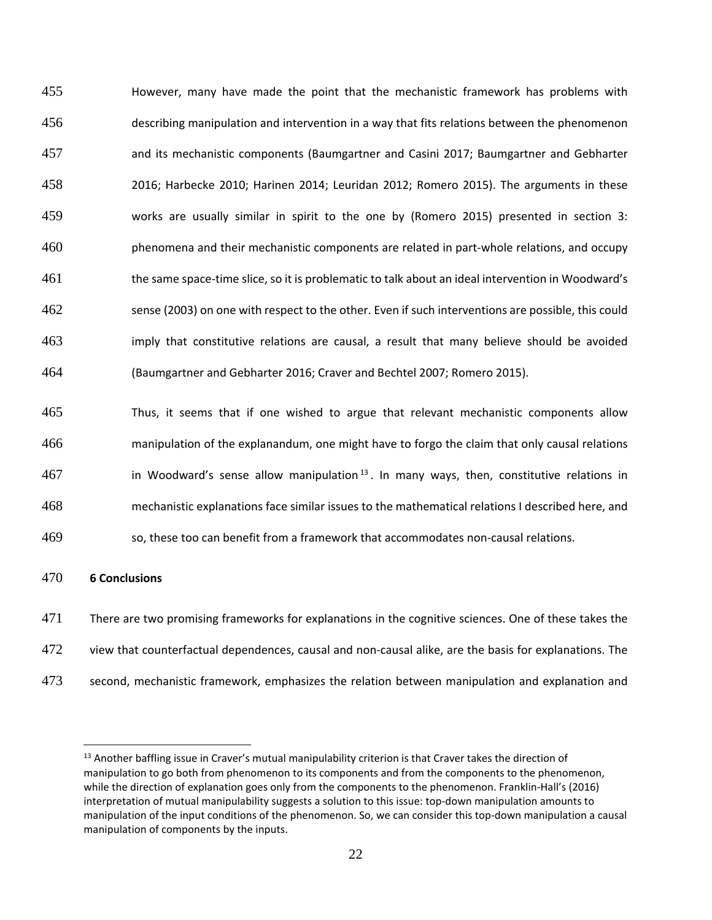However, many have made the point that the mechanistic framework has problems with describing manipulation and intervention in a way that fits relations between the phenomenon and its mechanistic components (Baumgartner and Casini 2017; Baumgartner and Gebharter 2016; Harbecke 2010; Harinen 2014; Leuridan 2012; Romero 2015). The arguments in these works are usually similar in spirit to the one by (Romero 2015) presented in section 3: phenomena and their mechanistic components are related in part-whole relations, and occupy the same space-time slice, so it is problematic to talk about an ideal intervention in Woodward's sense (2003) on one with respect to the other. Even if such interventions are possible, this could imply that constitutive relations are causal, a result that many believe should be avoided (Baumgartner and Gebharter 2016; Craver and Bechtel 2007; Romero 2015).

Thus, it seems that if one wished to argue that relevant mechanistic components allow manipulation of the explanandum, one might have to forgo the claim that only causal relations in Woodward's sense allow manipulation[13]. In many ways, then, constitutive relations in mechanistic explanations face similar issues to the mathematical relations I described here, and so, these too can benefit from a framework that accommodates non-causal relations.

## 6 Conclusions

There are two promising frameworks for explanations in the cognitive sciences. One of these takes the view that counterfactual dependences, causal and non-causal alike, are the basis for explanations. The second, mechanistic framework, emphasizes the relation between manipulation and explanation and

[13] Another baffling issue in Craver's mutual manipulability criterion is that Craver takes the direction of manipulation to go both from phenomenon to its components and from the components to the phenomenon, while the direction of explanation goes only from the components to the phenomenon. Franklin-Hall's (2016) interpretation of mutual manipulability suggests a solution to this issue: top-down manipulation amounts to manipulation of the input conditions of the phenomenon. So, we can consider this top-down manipulation a causal manipulation of components by the inputs.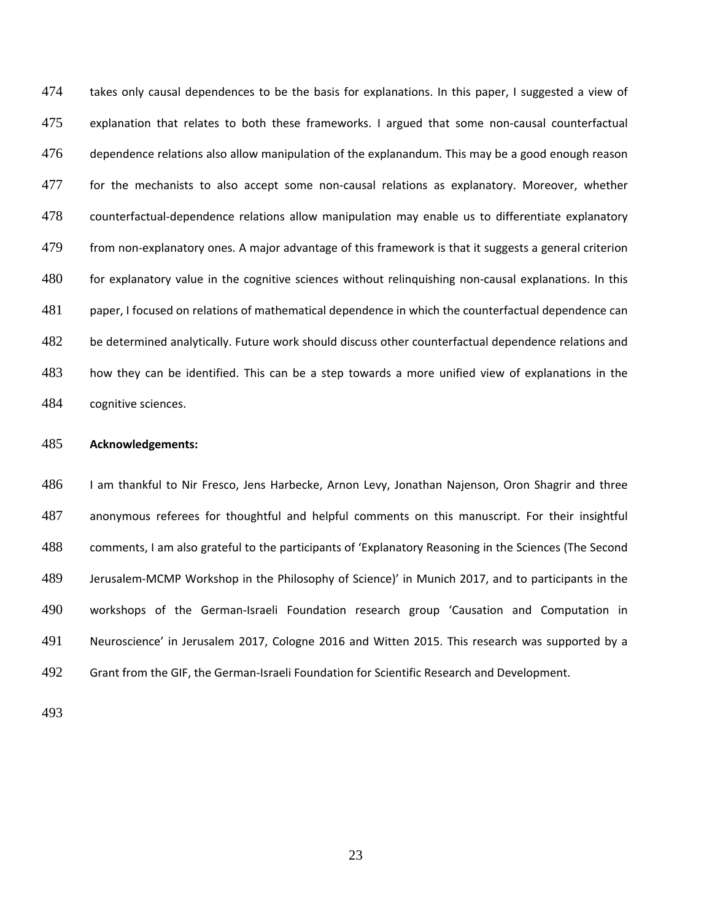takes only causal dependences to be the basis for explanations. In this paper, I suggested a view of explanation that relates to both these frameworks. I argued that some non-causal counterfactual dependence relations also allow manipulation of the explanandum. This may be a good enough reason for the mechanists to also accept some non-causal relations as explanatory. Moreover, whether counterfactual-dependence relations allow manipulation may enable us to differentiate explanatory from non-explanatory ones. A major advantage of this framework is that it suggests a general criterion for explanatory value in the cognitive sciences without relinquishing non-causal explanations. In this paper, I focused on relations of mathematical dependence in which the counterfactual dependence can be determined analytically. Future work should discuss other counterfactual dependence relations and how they can be identified. This can be a step towards a more unified view of explanations in the cognitive sciences.

**Acknowledgements:**

I am thankful to Nir Fresco, Jens Harbecke, Arnon Levy, Jonathan Najenson, Oron Shagrir and three anonymous referees for thoughtful and helpful comments on this manuscript. For their insightful comments, I am also grateful to the participants of 'Explanatory Reasoning in the Sciences (The Second Jerusalem-MCMP Workshop in the Philosophy of Science)' in Munich 2017, and to participants in the workshops of the German-Israeli Foundation research group 'Causation and Computation in Neuroscience' in Jerusalem 2017, Cologne 2016 and Witten 2015. This research was supported by a Grant from the GIF, the German-Israeli Foundation for Scientific Research and Development.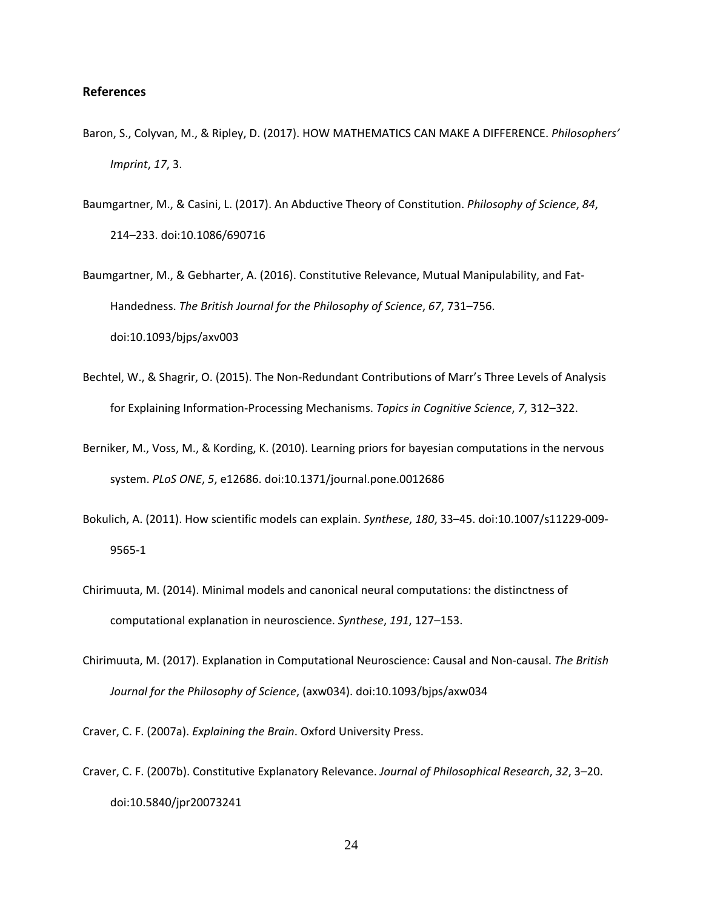**References**

Baron, S., Colyvan, M., & Ripley, D. (2017). HOW MATHEMATICS CAN MAKE A DIFFERENCE. *Philosophers' Imprint*, *17*, 3.

Baumgartner, M., & Casini, L. (2017). An Abductive Theory of Constitution. *Philosophy of Science*, *84*, 214–233. doi:10.1086/690716

Baumgartner, M., & Gebharter, A. (2016). Constitutive Relevance, Mutual Manipulability, and Fat-Handedness. *The British Journal for the Philosophy of Science*, *67*, 731–756. doi:10.1093/bjps/axv003

Bechtel, W., & Shagrir, O. (2015). The Non-Redundant Contributions of Marr's Three Levels of Analysis for Explaining Information-Processing Mechanisms. *Topics in Cognitive Science*, *7*, 312–322.

Berniker, M., Voss, M., & Kording, K. (2010). Learning priors for bayesian computations in the nervous system. *PLoS ONE*, *5*, e12686. doi:10.1371/journal.pone.0012686

Bokulich, A. (2011). How scientific models can explain. *Synthese*, *180*, 33–45. doi:10.1007/s11229-009-9565-1

Chirimuuta, M. (2014). Minimal models and canonical neural computations: the distinctness of computational explanation in neuroscience. *Synthese*, *191*, 127–153.

Chirimuuta, M. (2017). Explanation in Computational Neuroscience: Causal and Non-causal. *The British Journal for the Philosophy of Science*, (axw034). doi:10.1093/bjps/axw034

Craver, C. F. (2007a). *Explaining the Brain*. Oxford University Press.

Craver, C. F. (2007b). Constitutive Explanatory Relevance. *Journal of Philosophical Research*, *32*, 3–20. doi:10.5840/jpr20073241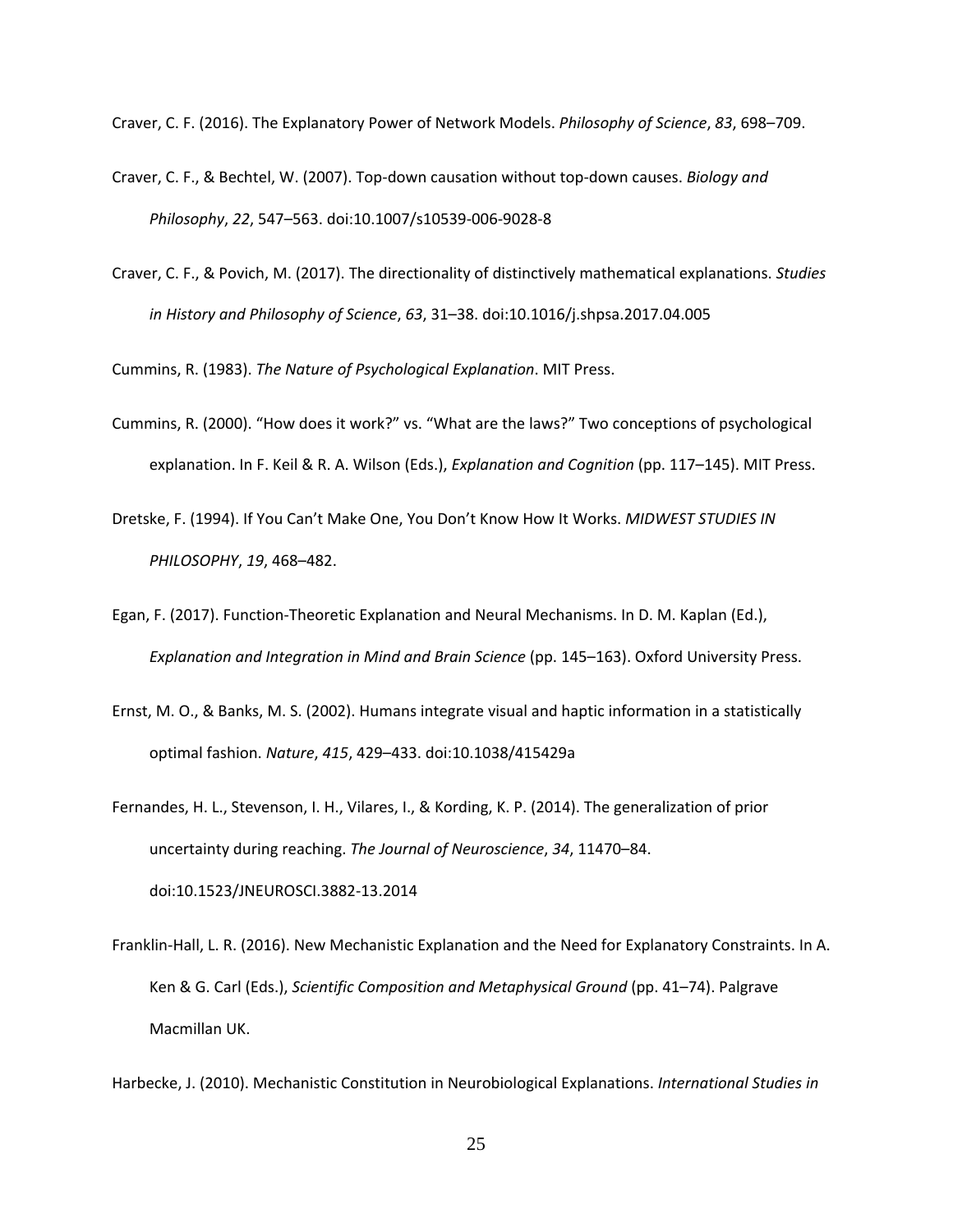Craver, C. F. (2016). The Explanatory Power of Network Models. *Philosophy of Science*, *83*, 698–709.

Craver, C. F., & Bechtel, W. (2007). Top-down causation without top-down causes. *Biology and Philosophy*, *22*, 547–563. doi:10.1007/s10539-006-9028-8

Craver, C. F., & Povich, M. (2017). The directionality of distinctively mathematical explanations. *Studies in History and Philosophy of Science*, *63*, 31–38. doi:10.1016/j.shpsa.2017.04.005

Cummins, R. (1983). *The Nature of Psychological Explanation*. MIT Press.

Cummins, R. (2000). "How does it work?" vs. "What are the laws?" Two conceptions of psychological explanation. In F. Keil & R. A. Wilson (Eds.), *Explanation and Cognition* (pp. 117–145). MIT Press.

Dretske, F. (1994). If You Can't Make One, You Don't Know How It Works. *MIDWEST STUDIES IN PHILOSOPHY*, *19*, 468–482.

Egan, F. (2017). Function-Theoretic Explanation and Neural Mechanisms. In D. M. Kaplan (Ed.), *Explanation and Integration in Mind and Brain Science* (pp. 145–163). Oxford University Press.

Ernst, M. O., & Banks, M. S. (2002). Humans integrate visual and haptic information in a statistically optimal fashion. *Nature*, *415*, 429–433. doi:10.1038/415429a

Fernandes, H. L., Stevenson, I. H., Vilares, I., & Kording, K. P. (2014). The generalization of prior uncertainty during reaching. *The Journal of Neuroscience*, *34*, 11470–84. doi:10.1523/JNEUROSCI.3882-13.2014

Franklin-Hall, L. R. (2016). New Mechanistic Explanation and the Need for Explanatory Constraints. In A. Ken & G. Carl (Eds.), *Scientific Composition and Metaphysical Ground* (pp. 41–74). Palgrave Macmillan UK.

Harbecke, J. (2010). Mechanistic Constitution in Neurobiological Explanations. *International Studies in*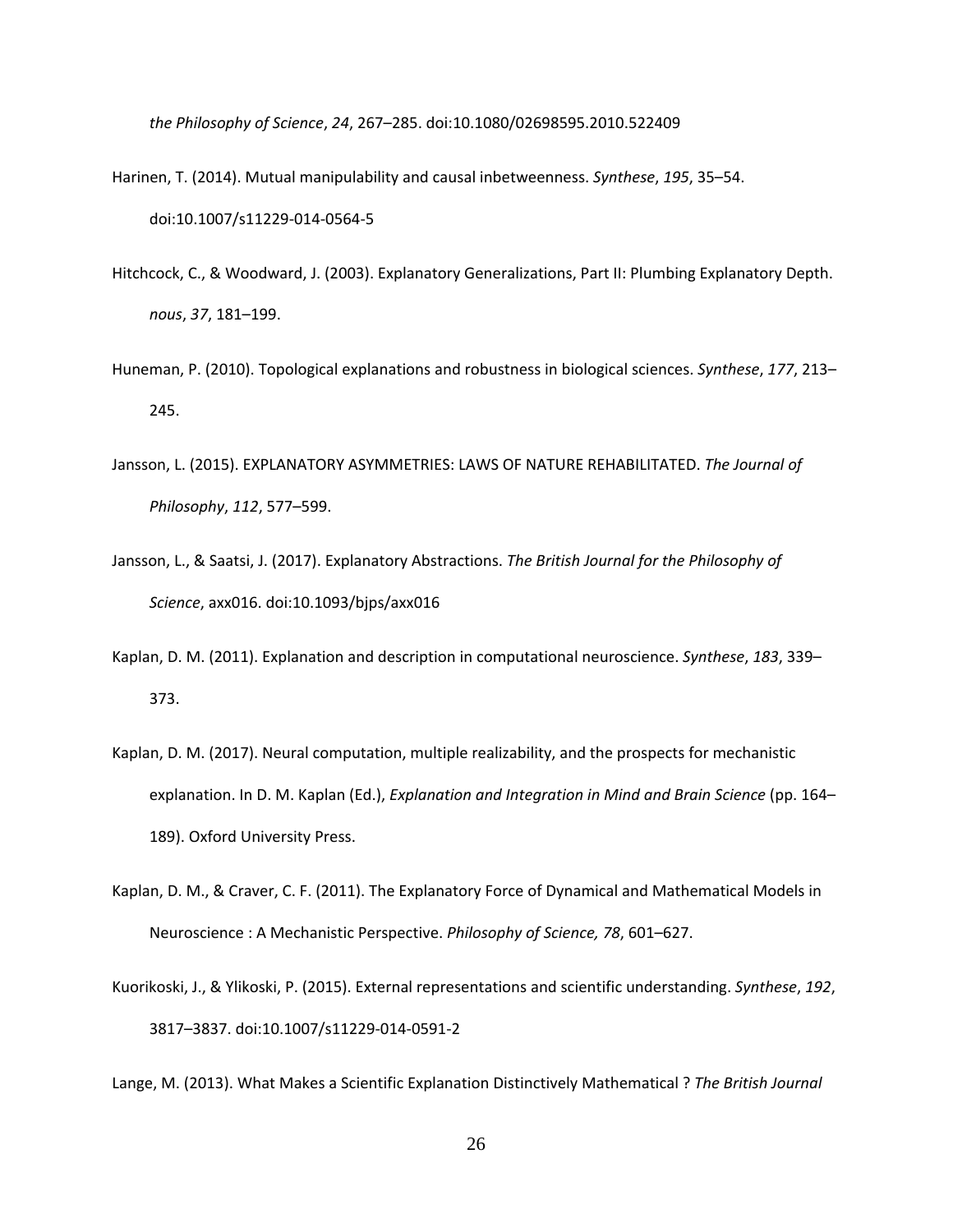*the Philosophy of Science*, *24*, 267–285. doi:10.1080/02698595.2010.522409

Harinen, T. (2014). Mutual manipulability and causal inbetweenness. *Synthese*, *195*, 35–54. doi:10.1007/s11229-014-0564-5

Hitchcock, C., & Woodward, J. (2003). Explanatory Generalizations, Part II: Plumbing Explanatory Depth. *nous*, *37*, 181–199.

Huneman, P. (2010). Topological explanations and robustness in biological sciences. *Synthese*, *177*, 213–245.

Jansson, L. (2015). EXPLANATORY ASYMMETRIES: LAWS OF NATURE REHABILITATED. *The Journal of Philosophy*, *112*, 577–599.

Jansson, L., & Saatsi, J. (2017). Explanatory Abstractions. *The British Journal for the Philosophy of Science*, axx016. doi:10.1093/bjps/axx016

Kaplan, D. M. (2011). Explanation and description in computational neuroscience. *Synthese*, *183*, 339–373.

Kaplan, D. M. (2017). Neural computation, multiple realizability, and the prospects for mechanistic explanation. In D. M. Kaplan (Ed.), *Explanation and Integration in Mind and Brain Science* (pp. 164–189). Oxford University Press.

Kaplan, D. M., & Craver, C. F. (2011). The Explanatory Force of Dynamical and Mathematical Models in Neuroscience : A Mechanistic Perspective. *Philosophy of Science, 78*, 601–627.

Kuorikoski, J., & Ylikoski, P. (2015). External representations and scientific understanding. *Synthese*, *192*, 3817–3837. doi:10.1007/s11229-014-0591-2

Lange, M. (2013). What Makes a Scientific Explanation Distinctively Mathematical ? *The British Journal*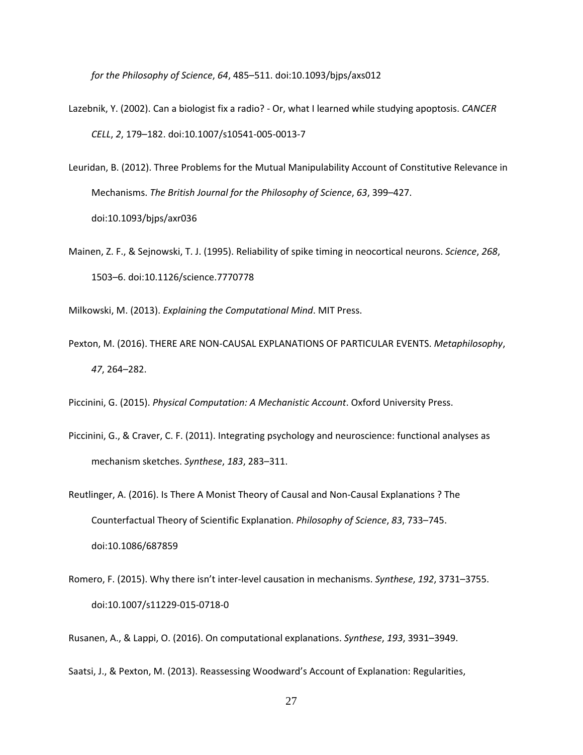*for the Philosophy of Science*, *64*, 485–511. doi:10.1093/bjps/axs012

Lazebnik, Y. (2002). Can a biologist fix a radio? - Or, what I learned while studying apoptosis. *CANCER CELL*, *2*, 179–182. doi:10.1007/s10541-005-0013-7

Leuridan, B. (2012). Three Problems for the Mutual Manipulability Account of Constitutive Relevance in Mechanisms. *The British Journal for the Philosophy of Science*, *63*, 399–427. doi:10.1093/bjps/axr036

Mainen, Z. F., & Sejnowski, T. J. (1995). Reliability of spike timing in neocortical neurons. *Science*, *268*, 1503–6. doi:10.1126/science.7770778

Milkowski, M. (2013). *Explaining the Computational Mind*. MIT Press.

Pexton, M. (2016). THERE ARE NON-CAUSAL EXPLANATIONS OF PARTICULAR EVENTS. *Metaphilosophy*, *47*, 264–282.

Piccinini, G. (2015). *Physical Computation: A Mechanistic Account*. Oxford University Press.

Piccinini, G., & Craver, C. F. (2011). Integrating psychology and neuroscience: functional analyses as mechanism sketches. *Synthese*, *183*, 283–311.

Reutlinger, A. (2016). Is There A Monist Theory of Causal and Non-Causal Explanations ? The Counterfactual Theory of Scientific Explanation. *Philosophy of Science*, *83*, 733–745. doi:10.1086/687859

Romero, F. (2015). Why there isn't inter-level causation in mechanisms. *Synthese*, *192*, 3731–3755. doi:10.1007/s11229-015-0718-0

Rusanen, A., & Lappi, O. (2016). On computational explanations. *Synthese*, *193*, 3931–3949.

Saatsi, J., & Pexton, M. (2013). Reassessing Woodward's Account of Explanation: Regularities,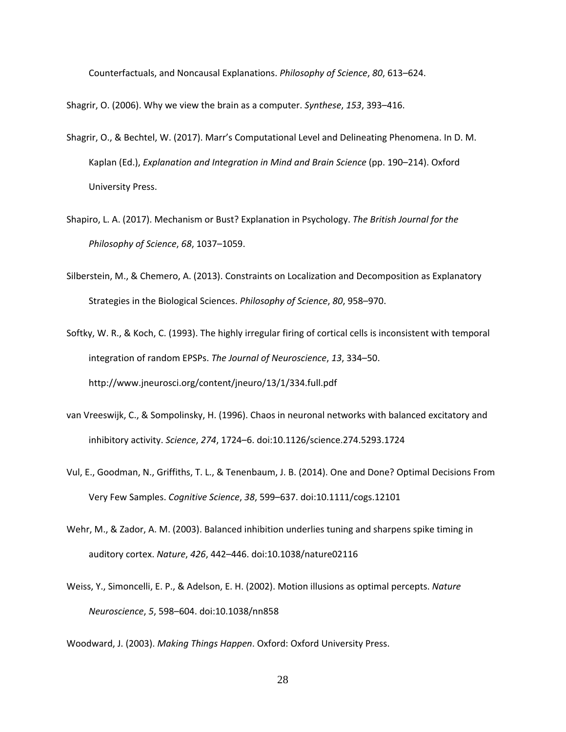Counterfactuals, and Noncausal Explanations. *Philosophy of Science*, *80*, 613–624.

Shagrir, O. (2006). Why we view the brain as a computer. *Synthese*, *153*, 393–416.

Shagrir, O., & Bechtel, W. (2017). Marr's Computational Level and Delineating Phenomena. In D. M. Kaplan (Ed.), *Explanation and Integration in Mind and Brain Science* (pp. 190–214). Oxford University Press.

Shapiro, L. A. (2017). Mechanism or Bust? Explanation in Psychology. *The British Journal for the Philosophy of Science*, *68*, 1037–1059.

Silberstein, M., & Chemero, A. (2013). Constraints on Localization and Decomposition as Explanatory Strategies in the Biological Sciences. *Philosophy of Science*, *80*, 958–970.

Softky, W. R., & Koch, C. (1993). The highly irregular firing of cortical cells is inconsistent with temporal integration of random EPSPs. *The Journal of Neuroscience*, *13*, 334–50. http://www.jneurosci.org/content/jneuro/13/1/334.full.pdf

van Vreeswijk, C., & Sompolinsky, H. (1996). Chaos in neuronal networks with balanced excitatory and inhibitory activity. *Science*, *274*, 1724–6. doi:10.1126/science.274.5293.1724

Vul, E., Goodman, N., Griffiths, T. L., & Tenenbaum, J. B. (2014). One and Done? Optimal Decisions From Very Few Samples. *Cognitive Science*, *38*, 599–637. doi:10.1111/cogs.12101

Wehr, M., & Zador, A. M. (2003). Balanced inhibition underlies tuning and sharpens spike timing in auditory cortex. *Nature*, *426*, 442–446. doi:10.1038/nature02116

Weiss, Y., Simoncelli, E. P., & Adelson, E. H. (2002). Motion illusions as optimal percepts. *Nature Neuroscience*, *5*, 598–604. doi:10.1038/nn858

Woodward, J. (2003). *Making Things Happen*. Oxford: Oxford University Press.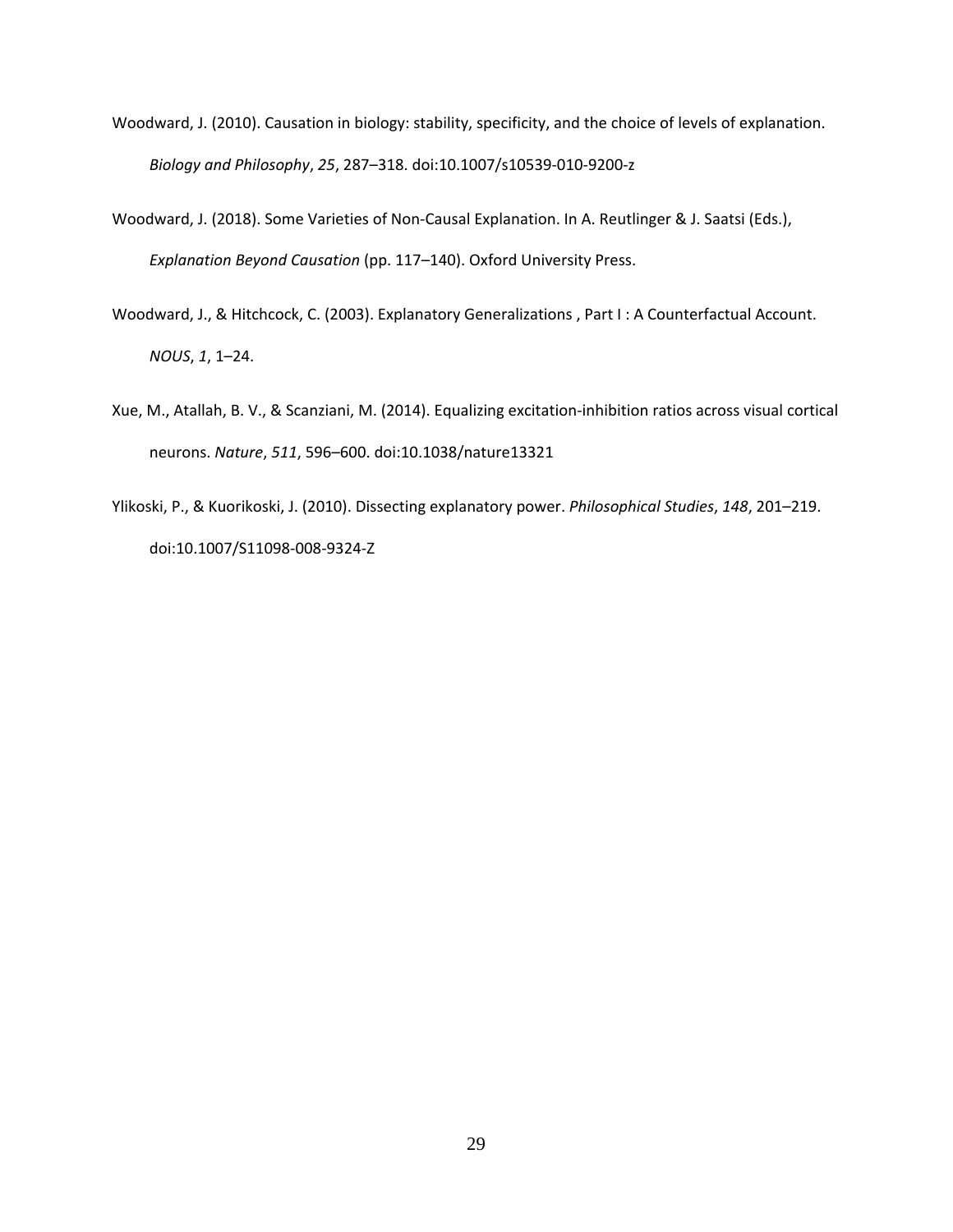Woodward, J. (2010). Causation in biology: stability, specificity, and the choice of levels of explanation. *Biology and Philosophy*, *25*, 287–318. doi:10.1007/s10539-010-9200-z

Woodward, J. (2018). Some Varieties of Non-Causal Explanation. In A. Reutlinger & J. Saatsi (Eds.), *Explanation Beyond Causation* (pp. 117–140). Oxford University Press.

Woodward, J., & Hitchcock, C. (2003). Explanatory Generalizations , Part I : A Counterfactual Account. *NOUS*, *1*, 1–24.

Xue, M., Atallah, B. V., & Scanziani, M. (2014). Equalizing excitation-inhibition ratios across visual cortical neurons. *Nature*, *511*, 596–600. doi:10.1038/nature13321

Ylikoski, P., & Kuorikoski, J. (2010). Dissecting explanatory power. *Philosophical Studies*, *148*, 201–219. doi:10.1007/S11098-008-9324-Z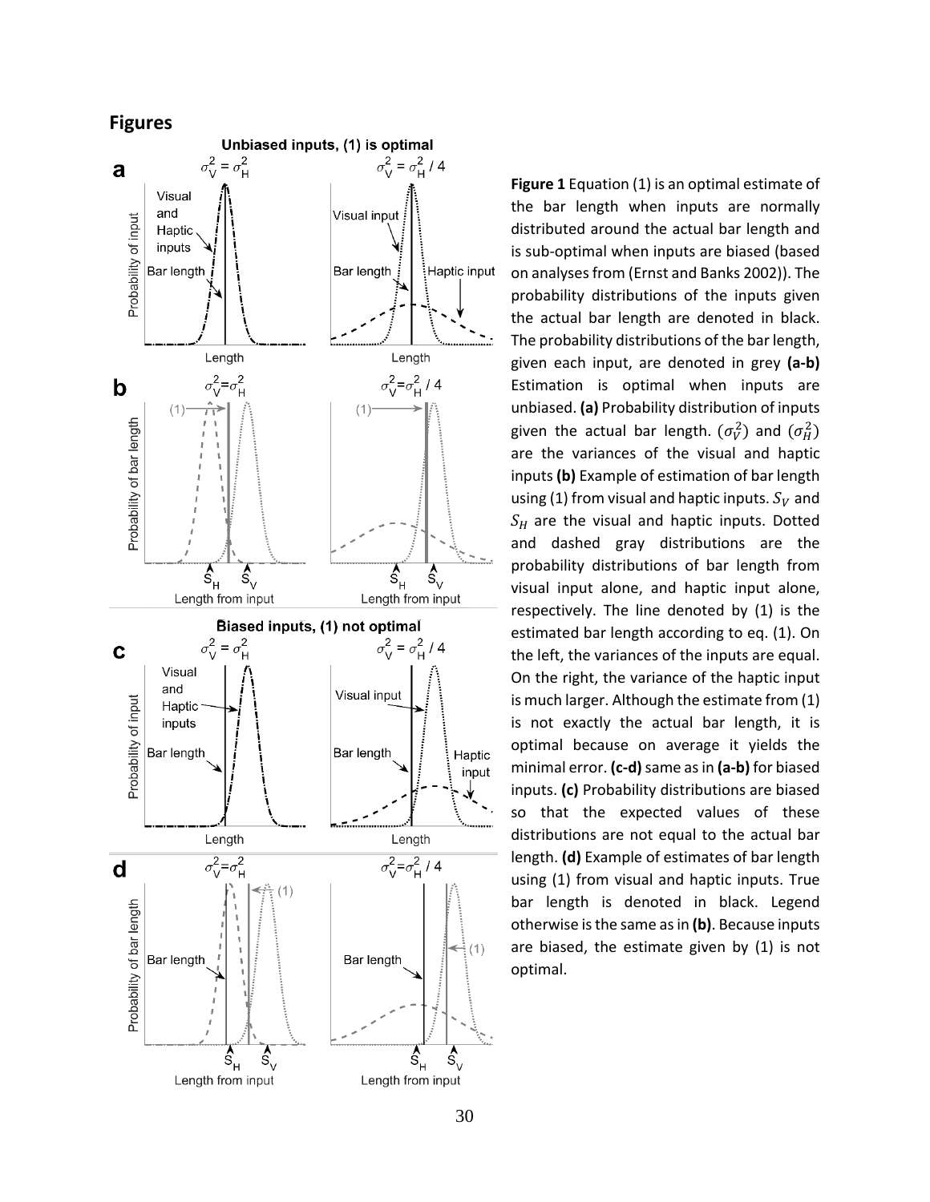## Figures

**Figure 1** Equation (1) is an optimal estimate of the bar length when inputs are normally distributed around the actual bar length and is sub-optimal when inputs are biased (based on analyses from (Ernst and Banks 2002)). The probability distributions of the inputs given the actual bar length are denoted in black. The probability distributions of the bar length, given each input, are denoted in grey **(a-b)** Estimation is optimal when inputs are unbiased. **(a)** Probability distribution of inputs given the actual bar length. ($\sigma_V^2$) and ($\sigma_H^2$) are the variances of the visual and haptic inputs **(b)** Example of estimation of bar length using (1) from visual and haptic inputs. $S_V$ and $S_H$ are the visual and haptic inputs. Dotted and dashed gray distributions are the probability distributions of bar length from visual input alone, and haptic input alone, respectively. The line denoted by (1) is the estimated bar length according to eq. (1). On the left, the variances of the inputs are equal. On the right, the variance of the haptic input is much larger. Although the estimate from (1) is not exactly the actual bar length, it is optimal because on average it yields the minimal error. **(c-d)** same as in **(a-b)** for biased inputs. **(c)** Probability distributions are biased so that the expected values of these distributions are not equal to the actual bar length. **(d)** Example of estimates of bar length using (1) from visual and haptic inputs. True bar length is denoted in black. Legend otherwise is the same as in **(b)**. Because inputs are biased, the estimate given by (1) is not optimal.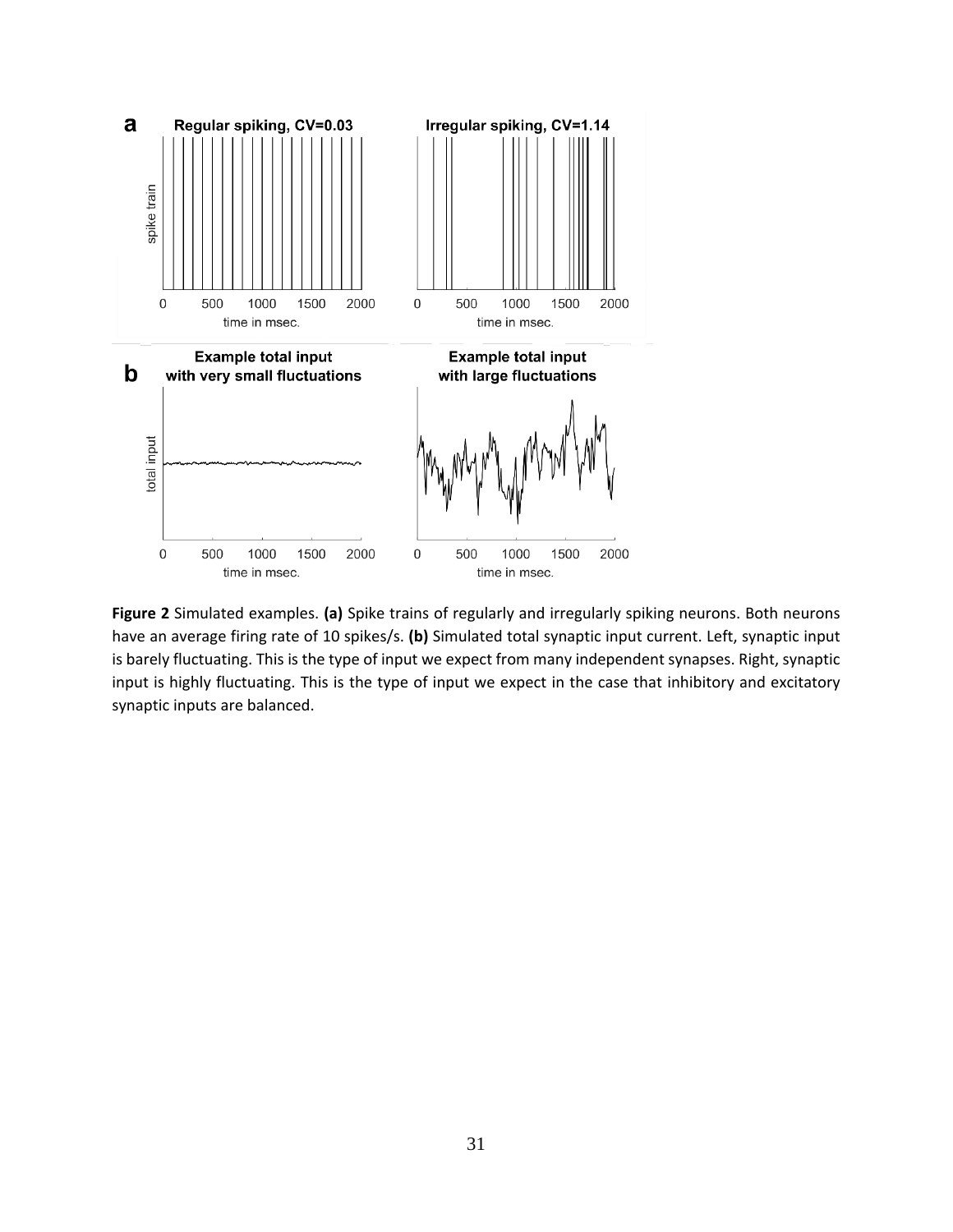a

Regular spiking, CV=0.03

spike train

0 500 1000 1500 2000

time in msec.

Irregular spiking, CV=1.14

0 500 1000 1500 2000

time in msec.

b

Example total input
with very small fluctuations

total input

0 500 1000 1500 2000

time in msec.

Example total input
with large fluctuations

0 500 1000 1500 2000

time in msec.

**Figure 2** Simulated examples. **(a)** Spike trains of regularly and irregularly spiking neurons. Both neurons have an average firing rate of 10 spikes/s. **(b)** Simulated total synaptic input current. Left, synaptic input is barely fluctuating. This is the type of input we expect from many independent synapses. Right, synaptic input is highly fluctuating. This is the type of input we expect in the case that inhibitory and excitatory synaptic inputs are balanced.